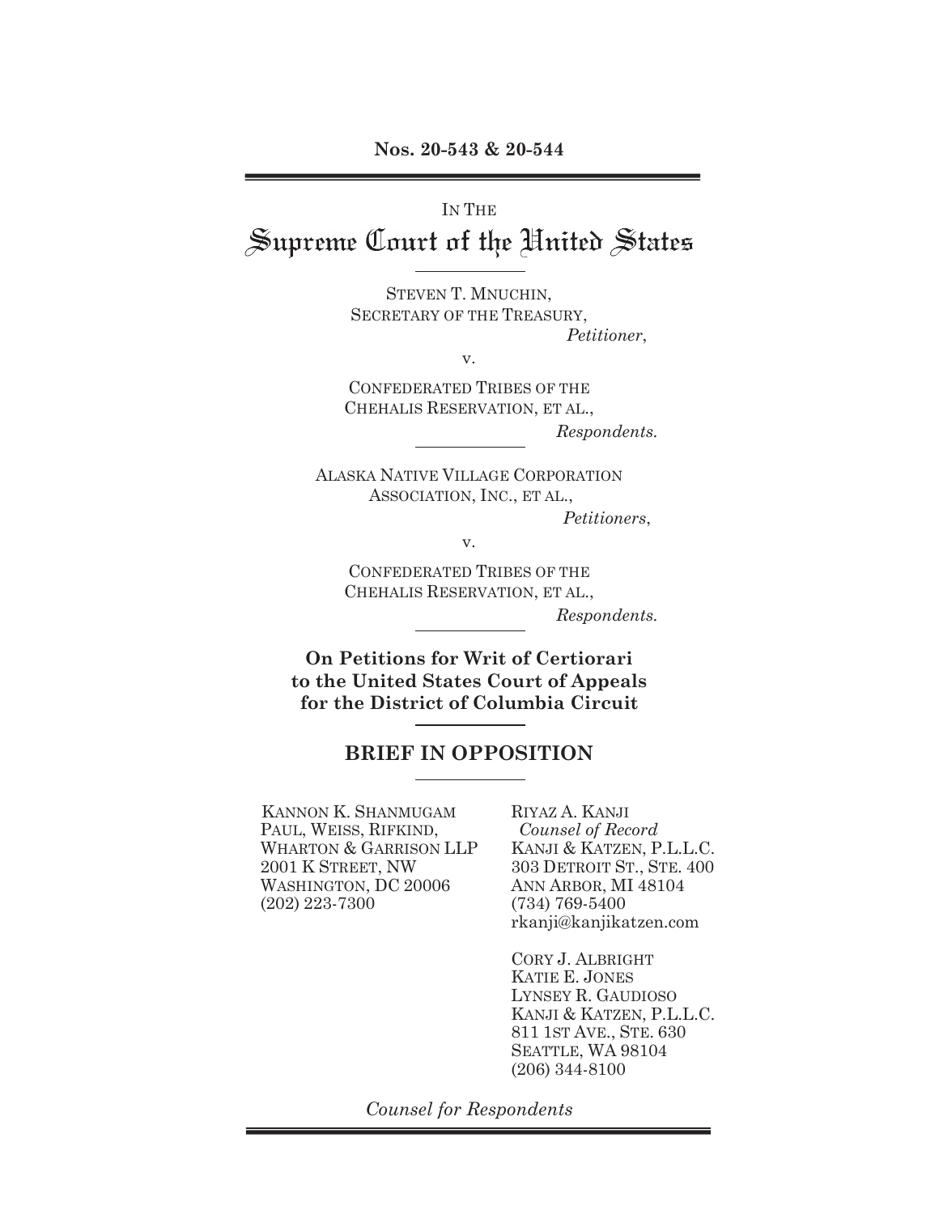**Nos. 20-543 & 20-544**

---

IN THE

# Supreme Court of the United States

---

STEVEN T. MNUCHIN,
SECRETARY OF THE TREASURY,

*Petitioner*,

v.

CONFEDERATED TRIBES OF THE
CHEHALIS RESERVATION, ET AL.,

*Respondents.*

---

ALASKA NATIVE VILLAGE CORPORATION
ASSOCIATION, INC., ET AL.,

*Petitioners*,

v.

CONFEDERATED TRIBES OF THE
CHEHALIS RESERVATION, ET AL.,

*Respondents.*

---

**On Petitions for Writ of Certiorari
to the United States Court of Appeals
for the District of Columbia Circuit**

---

## BRIEF IN OPPOSITION

---

KANNON K. SHANMUGAM
PAUL, WEISS, RIFKIND,
WHARTON & GARRISON LLP
2001 K STREET, NW
WASHINGTON, DC 20006
(202) 223-7300

RIYAZ A. KANJI
*Counsel of Record*
KANJI & KATZEN, P.L.L.C.
303 DETROIT ST., STE. 400
ANN ARBOR, MI 48104
(734) 769-5400
rkanji@kanjikatzen.com

CORY J. ALBRIGHT
KATIE E. JONES
LYNSEY R. GAUDIOSO
KANJI & KATZEN, P.L.L.C.
811 1ST AVE., STE. 630
SEATTLE, WA 98104
(206) 344-8100

*Counsel for Respondents*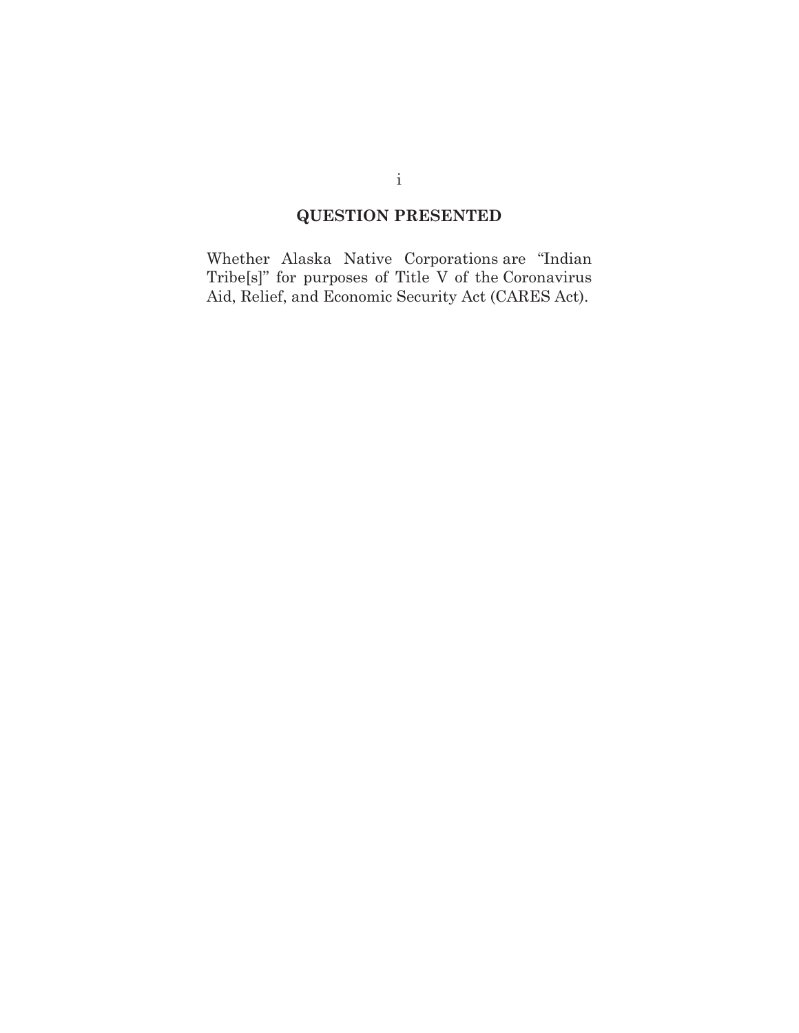## QUESTION PRESENTED

Whether Alaska Native Corporations are "Indian Tribe[s]" for purposes of Title V of the Coronavirus Aid, Relief, and Economic Security Act (CARES Act).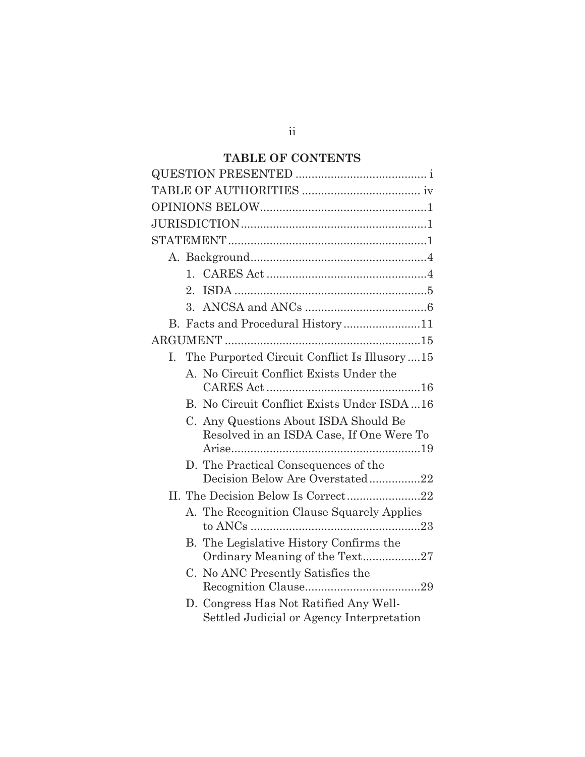## TABLE OF CONTENTS

QUESTION PRESENTED ........................................ i

TABLE OF AUTHORITIES .................................... iv

OPINIONS BELOW...................................................1

JURISDICTION.........................................................1

STATEMENT.............................................................1

- A. Background.......................................................4
  - 1. CARES Act ..................................................4
  - 2. ISDA ...........................................................5
  - 3. ANCSA and ANCs .....................................6
- B. Facts and Procedural History........................11

ARGUMENT .............................................................15

- I. The Purported Circuit Conflict Is Illusory ....15
  - A. No Circuit Conflict Exists Under the CARES Act ................................................16
  - B. No Circuit Conflict Exists Under ISDA ...16
  - C. Any Questions About ISDA Should Be Resolved in an ISDA Case, If One Were To Arise...........................................................19
  - D. The Practical Consequences of the Decision Below Are Overstated................22
- II. The Decision Below Is Correct.......................22
  - A. The Recognition Clause Squarely Applies to ANCs .....................................................23
  - B. The Legislative History Confirms the Ordinary Meaning of the Text..................27
  - C. No ANC Presently Satisfies the Recognition Clause....................................29
  - D. Congress Has Not Ratified Any Well-Settled Judicial or Agency Interpretation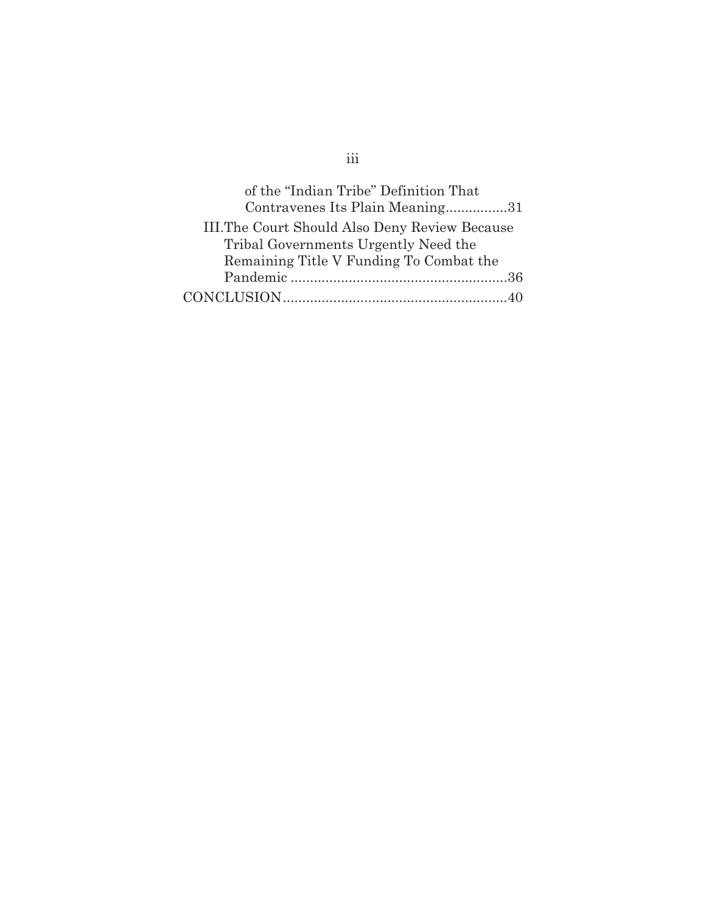of the "Indian Tribe" Definition That Contravenes Its Plain Meaning................31

III. The Court Should Also Deny Review Because Tribal Governments Urgently Need the Remaining Title V Funding To Combat the Pandemic .........................................................36

CONCLUSION..........................................................40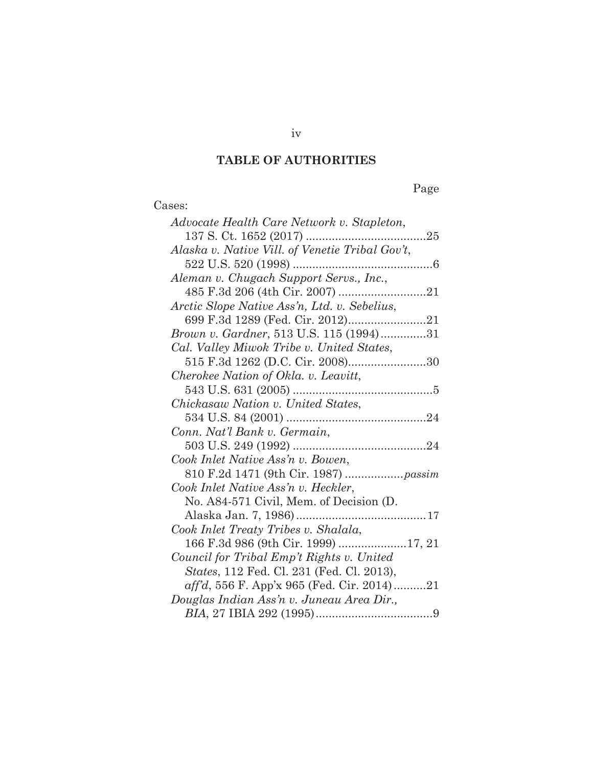## TABLE OF AUTHORITIES

Page

Cases:

*Advocate Health Care Network v. Stapleton*, 137 S. Ct. 1652 (2017) .....................................25

*Alaska v. Native Vill. of Venetie Tribal Gov't*, 522 U.S. 520 (1998) ...........................................6

*Aleman v. Chugach Support Servs., Inc.*, 485 F.3d 206 (4th Cir. 2007) ...........................21

*Arctic Slope Native Ass'n, Ltd. v. Sebelius*, 699 F.3d 1289 (Fed. Cir. 2012)........................21

*Brown v. Gardner*, 513 U.S. 115 (1994)..............31

*Cal. Valley Miwok Tribe v. United States*, 515 F.3d 1262 (D.C. Cir. 2008)........................30

*Cherokee Nation of Okla. v. Leavitt*, 543 U.S. 631 (2005) ...........................................5

*Chickasaw Nation v. United States*, 534 U.S. 84 (2001) ...........................................24

*Conn. Nat'l Bank v. Germain*, 503 U.S. 249 (1992) .........................................24

*Cook Inlet Native Ass'n v. Bowen*, 810 F.2d 1471 (9th Cir. 1987) ..................*passim*

*Cook Inlet Native Ass'n v. Heckler*, No. A84-571 Civil, Mem. of Decision (D. Alaska Jan. 7, 1986)........................................17

*Cook Inlet Treaty Tribes v. Shalala*, 166 F.3d 986 (9th Cir. 1999) .....................17, 21

*Council for Tribal Emp't Rights v. United States*, 112 Fed. Cl. 231 (Fed. Cl. 2013), *aff'd*, 556 F. App'x 965 (Fed. Cir. 2014)..........21

*Douglas Indian Ass'n v. Juneau Area Dir., BIA*, 27 IBIA 292 (1995)....................................9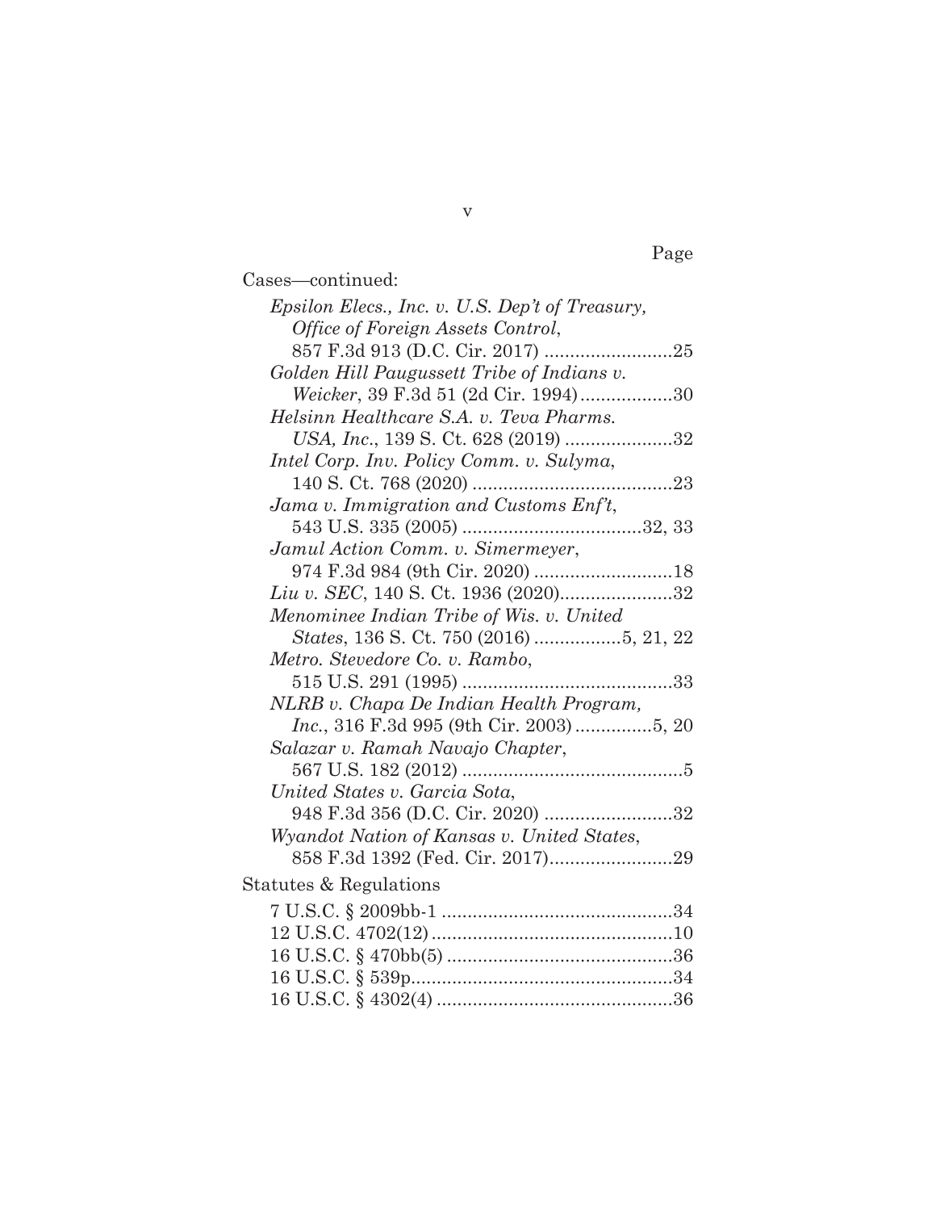Page

Cases—continued:

*Epsilon Elecs., Inc. v. U.S. Dep't of Treasury, Office of Foreign Assets Control*, 857 F.3d 913 (D.C. Cir. 2017) ........................25

*Golden Hill Paugussett Tribe of Indians v. Weicker*, 39 F.3d 51 (2d Cir. 1994)..................30

*Helsinn Healthcare S.A. v. Teva Pharms. USA, Inc.*, 139 S. Ct. 628 (2019) .....................32

*Intel Corp. Inv. Policy Comm. v. Sulyma*, 140 S. Ct. 768 (2020) .......................................23

*Jama v. Immigration and Customs Enf't*, 543 U.S. 335 (2005) ...................................32, 33

*Jamul Action Comm. v. Simermeyer*, 974 F.3d 984 (9th Cir. 2020) ...........................18

*Liu v. SEC*, 140 S. Ct. 1936 (2020)......................32

*Menominee Indian Tribe of Wis. v. United States*, 136 S. Ct. 750 (2016) .................5, 21, 22

*Metro. Stevedore Co. v. Rambo*, 515 U.S. 291 (1995) .........................................33

*NLRB v. Chapa De Indian Health Program, Inc.*, 316 F.3d 995 (9th Cir. 2003)...............5, 20

*Salazar v. Ramah Navajo Chapter*, 567 U.S. 182 (2012) ...........................................5

*United States v. Garcia Sota*, 948 F.3d 356 (D.C. Cir. 2020) .........................32

*Wyandot Nation of Kansas v. United States*, 858 F.3d 1392 (Fed. Cir. 2017)........................29

Statutes & Regulations

7 U.S.C. § 2009bb-1 .............................................34

12 U.S.C. 4702(12) ...............................................10

16 U.S.C. § 470bb(5) ............................................36

16 U.S.C. § 539p...................................................34

16 U.S.C. § 4302(4) ..............................................36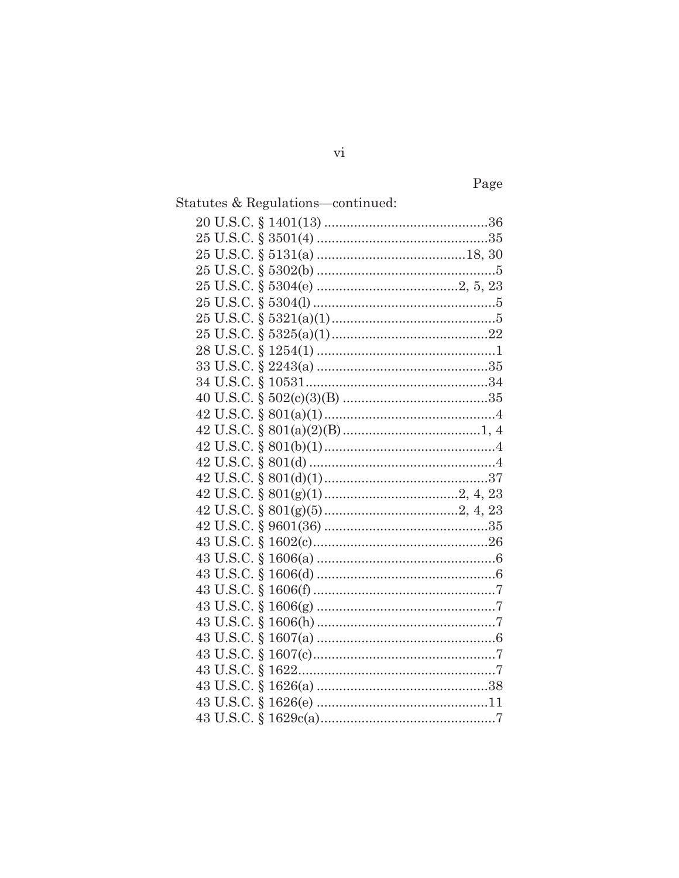Page

Statutes & Regulations—continued:

| | |
|---|---|
| 20 U.S.C. § 1401(13) | 36 |
| 25 U.S.C. § 3501(4) | 35 |
| 25 U.S.C. § 5131(a) | 18, 30 |
| 25 U.S.C. § 5302(b) | 5 |
| 25 U.S.C. § 5304(e) | 2, 5, 23 |
| 25 U.S.C. § 5304(l) | 5 |
| 25 U.S.C. § 5321(a)(1) | 5 |
| 25 U.S.C. § 5325(a)(1) | 22 |
| 28 U.S.C. § 1254(1) | 1 |
| 33 U.S.C. § 2243(a) | 35 |
| 34 U.S.C. § 10531 | 34 |
| 40 U.S.C. § 502(c)(3)(B) | 35 |
| 42 U.S.C. § 801(a)(1) | 4 |
| 42 U.S.C. § 801(a)(2)(B) | 1, 4 |
| 42 U.S.C. § 801(b)(1) | 4 |
| 42 U.S.C. § 801(d) | 4 |
| 42 U.S.C. § 801(d)(1) | 37 |
| 42 U.S.C. § 801(g)(1) | 2, 4, 23 |
| 42 U.S.C. § 801(g)(5) | 2, 4, 23 |
| 42 U.S.C. § 9601(36) | 35 |
| 43 U.S.C. § 1602(c) | 26 |
| 43 U.S.C. § 1606(a) | 6 |
| 43 U.S.C. § 1606(d) | 6 |
| 43 U.S.C. § 1606(f) | 7 |
| 43 U.S.C. § 1606(g) | 7 |
| 43 U.S.C. § 1606(h) | 7 |
| 43 U.S.C. § 1607(a) | 6 |
| 43 U.S.C. § 1607(c) | 7 |
| 43 U.S.C. § 1622 | 7 |
| 43 U.S.C. § 1626(a) | 38 |
| 43 U.S.C. § 1626(e) | 11 |
| 43 U.S.C. § 1629c(a) | 7 |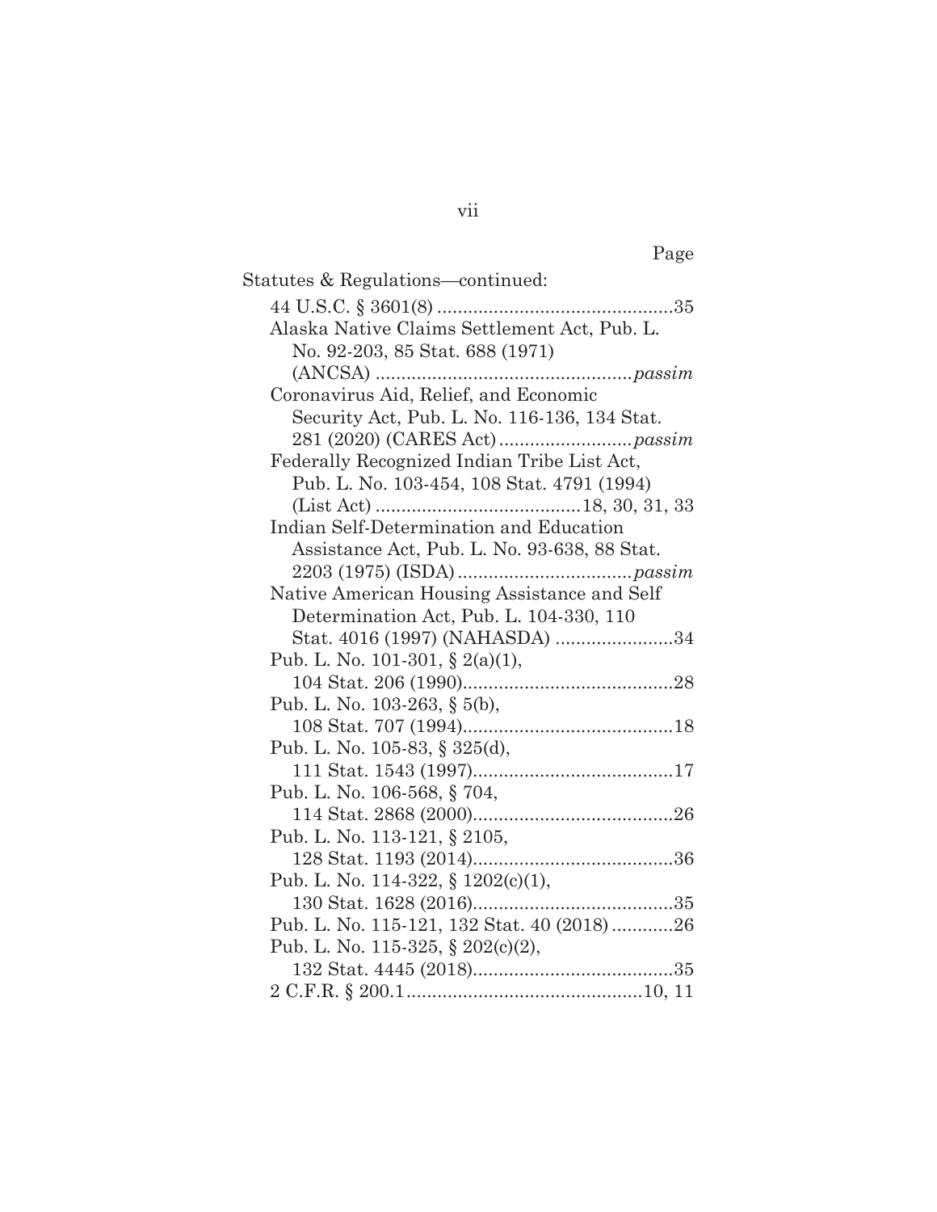Page

Statutes & Regulations—continued:

44 U.S.C. § 3601(8) ..............................................35

Alaska Native Claims Settlement Act, Pub. L. No. 92-203, 85 Stat. 688 (1971) (ANCSA) .................................................*passim*

Coronavirus Aid, Relief, and Economic Security Act, Pub. L. No. 116-136, 134 Stat. 281 (2020) (CARES Act) ..........................*passim*

Federally Recognized Indian Tribe List Act, Pub. L. No. 103-454, 108 Stat. 4791 (1994) (List Act) ........................................18, 30, 31, 33

Indian Self-Determination and Education Assistance Act, Pub. L. No. 93-638, 88 Stat. 2203 (1975) (ISDA) ..................................*passim*

Native American Housing Assistance and Self Determination Act, Pub. L. 104-330, 110 Stat. 4016 (1997) (NAHASDA) .......................34

Pub. L. No. 101-301, § 2(a)(1), 104 Stat. 206 (1990)..........................................28

Pub. L. No. 103-263, § 5(b), 108 Stat. 707 (1994)..........................................18

Pub. L. No. 105-83, § 325(d), 111 Stat. 1543 (1997)........................................17

Pub. L. No. 106-568, § 704, 114 Stat. 2868 (2000)........................................26

Pub. L. No. 113-121, § 2105, 128 Stat. 1193 (2014)........................................36

Pub. L. No. 114-322, § 1202(c)(1), 130 Stat. 1628 (2016)........................................35

Pub. L. No. 115-121, 132 Stat. 40 (2018) ............26

Pub. L. No. 115-325, § 202(c)(2), 132 Stat. 4445 (2018)........................................35

2 C.F.R. § 200.1..............................................10, 11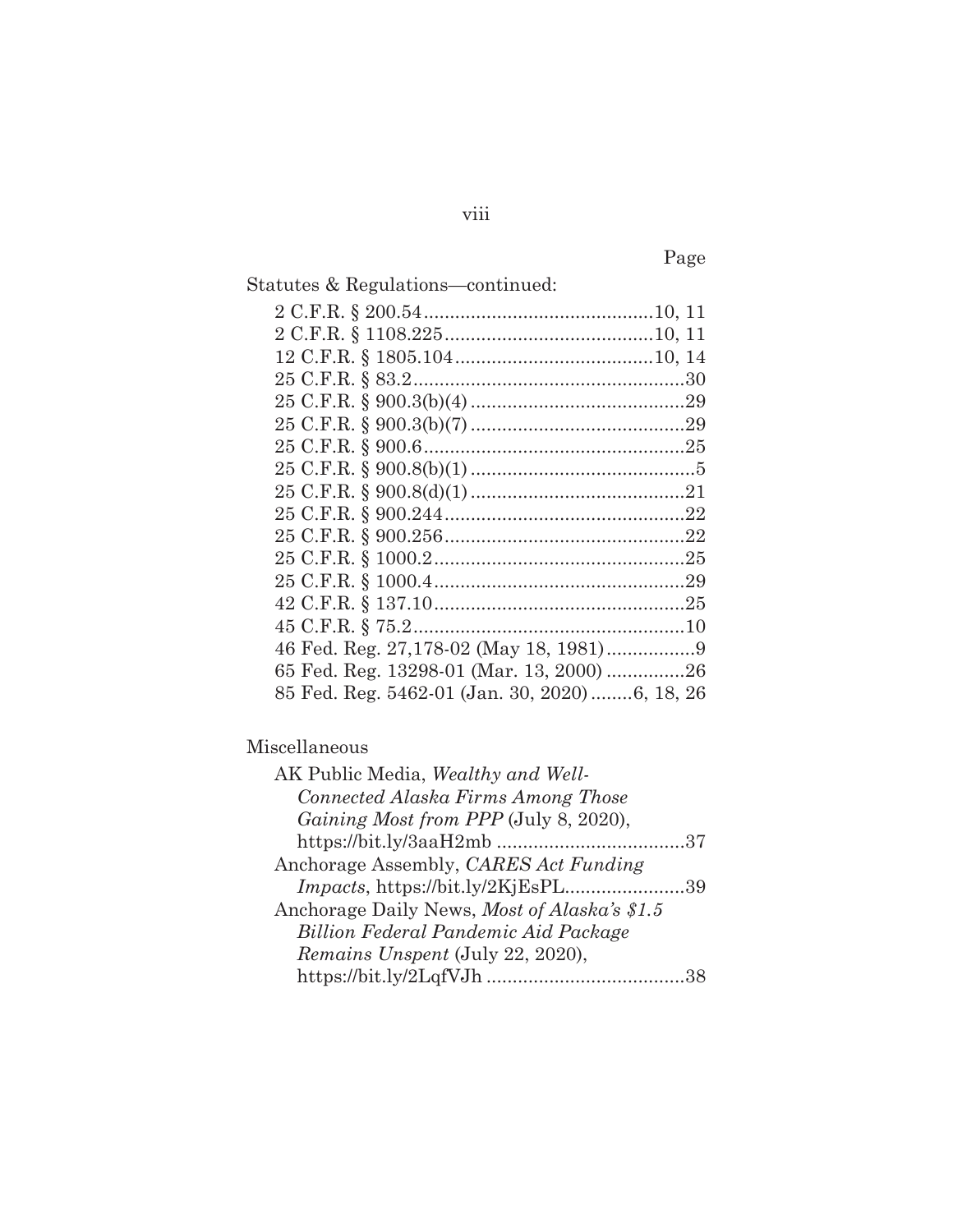Page

Statutes & Regulations—continued:

2 C.F.R. § 200.54............................................10, 11
2 C.F.R. § 1108.225........................................10, 11
12 C.F.R. § 1805.104......................................10, 14
25 C.F.R. § 83.2....................................................30
25 C.F.R. § 900.3(b)(4)..........................................29
25 C.F.R. § 900.3(b)(7)..........................................29
25 C.F.R. § 900.6..................................................25
25 C.F.R. § 900.8(b)(1)............................................5
25 C.F.R. § 900.8(d)(1)..........................................21
25 C.F.R. § 900.244..............................................22
25 C.F.R. § 900.256..............................................22
25 C.F.R. § 1000.2................................................25
25 C.F.R. § 1000.4................................................29
42 C.F.R. § 137.10................................................25
45 C.F.R. § 75.2....................................................10
46 Fed. Reg. 27,178-02 (May 18, 1981).................9
65 Fed. Reg. 13298-01 (Mar. 13, 2000)...............26
85 Fed. Reg. 5462-01 (Jan. 30, 2020)........6, 18, 26

Miscellaneous

AK Public Media, *Wealthy and Well-Connected Alaska Firms Among Those Gaining Most from PPP* (July 8, 2020), https://bit.ly/3aaH2mb ....................................37
Anchorage Assembly, *CARES Act Funding Impacts*, https://bit.ly/2KjEsPL.......................39
Anchorage Daily News, *Most of Alaska's $1.5 Billion Federal Pandemic Aid Package Remains Unspent* (July 22, 2020), https://bit.ly/2LqfVJh ......................................38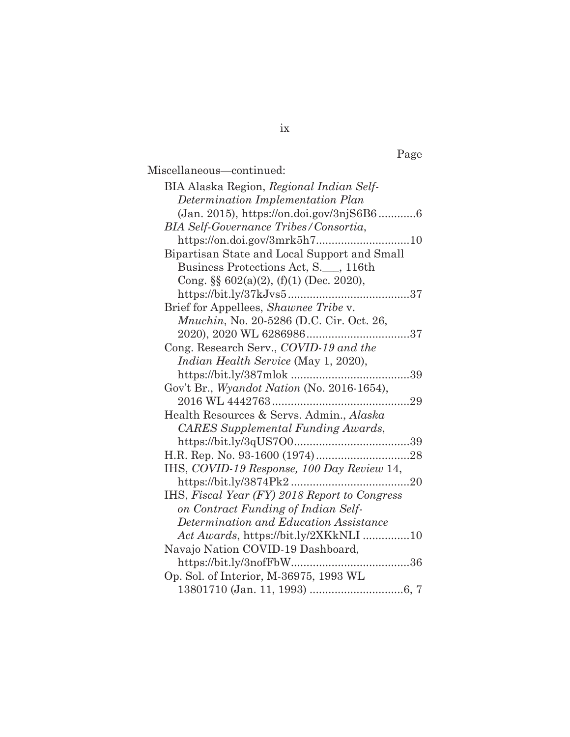Page

Miscellaneous—continued:

BIA Alaska Region, *Regional Indian Self-Determination Implementation Plan* (Jan. 2015), https://on.doi.gov/3njS6B6 ............6

*BIA Self-Governance Tribes/Consortia*, https://on.doi.gov/3mrk5h7.............................10

Bipartisan State and Local Support and Small Business Protections Act, S.___, 116th Cong. §§ 602(a)(2), (f)(1) (Dec. 2020), https://bit.ly/37kJvs5.......................................37

Brief for Appellees, *Shawnee Tribe* v. *Mnuchin*, No. 20-5286 (D.C. Cir. Oct. 26, 2020), 2020 WL 6286986.................................37

Cong. Research Serv., *COVID-19 and the Indian Health Service* (May 1, 2020), https://bit.ly/387mlok .....................................39

Gov't Br., *Wyandot Nation* (No. 2016-1654), 2016 WL 4442763............................................29

Health Resources & Servs. Admin., *Alaska CARES Supplemental Funding Awards*, https://bit.ly/3qUS7O0.....................................39

H.R. Rep. No. 93-1600 (1974)..............................28

IHS, *COVID-19 Response, 100 Day Review* 14, https://bit.ly/3874Pk2 .....................................20

IHS, *Fiscal Year (FY) 2018 Report to Congress on Contract Funding of Indian Self-Determination and Education Assistance Act Awards*, https://bit.ly/2XKkNLI ...............10

Navajo Nation COVID-19 Dashboard, https://bit.ly/3nofFbW......................................36

Op. Sol. of Interior, M-36975, 1993 WL 13801710 (Jan. 11, 1993) .............................6, 7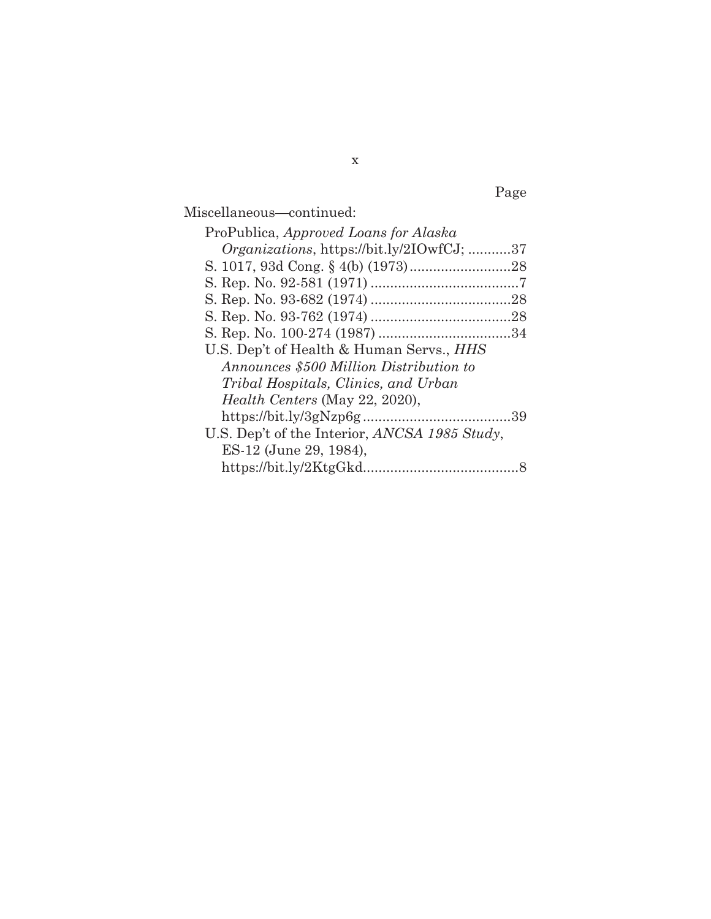Page

Miscellaneous—continued:

ProPublica, *Approved Loans for Alaska Organizations*, https://bit.ly/2IOwfCJ; ...........37

S. 1017, 93d Cong. § 4(b) (1973)..........................28

S. Rep. No. 92-581 (1971)......................................7

S. Rep. No. 93-682 (1974)....................................28

S. Rep. No. 93-762 (1974)....................................28

S. Rep. No. 100-274 (1987)..................................34

U.S. Dep't of Health & Human Servs., *HHS Announces $500 Million Distribution to Tribal Hospitals, Clinics, and Urban Health Centers* (May 22, 2020), https://bit.ly/3gNzp6g......................................39

U.S. Dep't of the Interior, *ANCSA 1985 Study*, ES-12 (June 29, 1984), https://bit.ly/2KtgGkd........................................8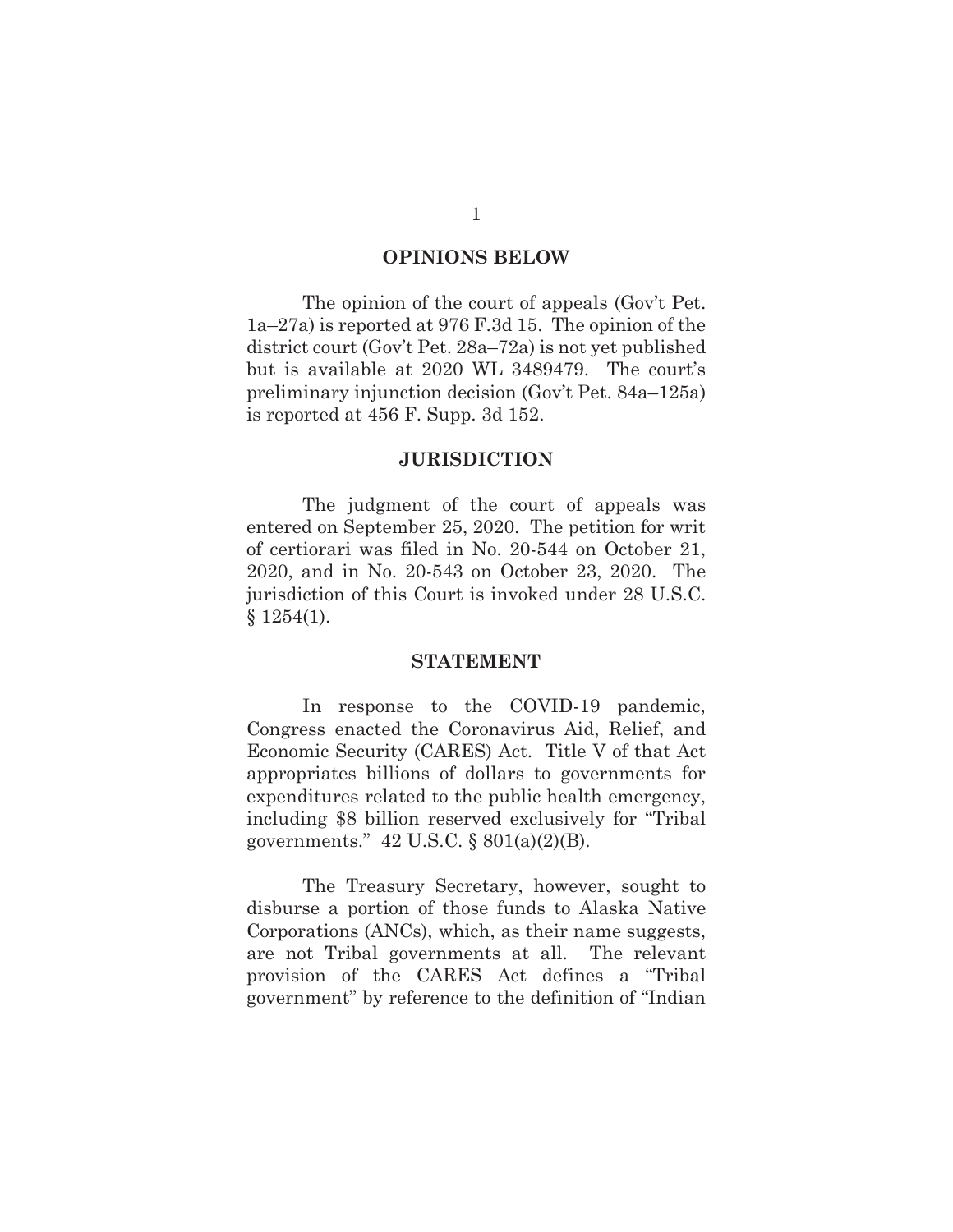## OPINIONS BELOW

The opinion of the court of appeals (Gov't Pet. 1a–27a) is reported at 976 F.3d 15. The opinion of the district court (Gov't Pet. 28a–72a) is not yet published but is available at 2020 WL 3489479. The court's preliminary injunction decision (Gov't Pet. 84a–125a) is reported at 456 F. Supp. 3d 152.

## JURISDICTION

The judgment of the court of appeals was entered on September 25, 2020. The petition for writ of certiorari was filed in No. 20-544 on October 21, 2020, and in No. 20-543 on October 23, 2020. The jurisdiction of this Court is invoked under 28 U.S.C. § 1254(1).

## STATEMENT

In response to the COVID-19 pandemic, Congress enacted the Coronavirus Aid, Relief, and Economic Security (CARES) Act. Title V of that Act appropriates billions of dollars to governments for expenditures related to the public health emergency, including $8 billion reserved exclusively for "Tribal governments." 42 U.S.C. § 801(a)(2)(B).

The Treasury Secretary, however, sought to disburse a portion of those funds to Alaska Native Corporations (ANCs), which, as their name suggests, are not Tribal governments at all. The relevant provision of the CARES Act defines a "Tribal government" by reference to the definition of "Indian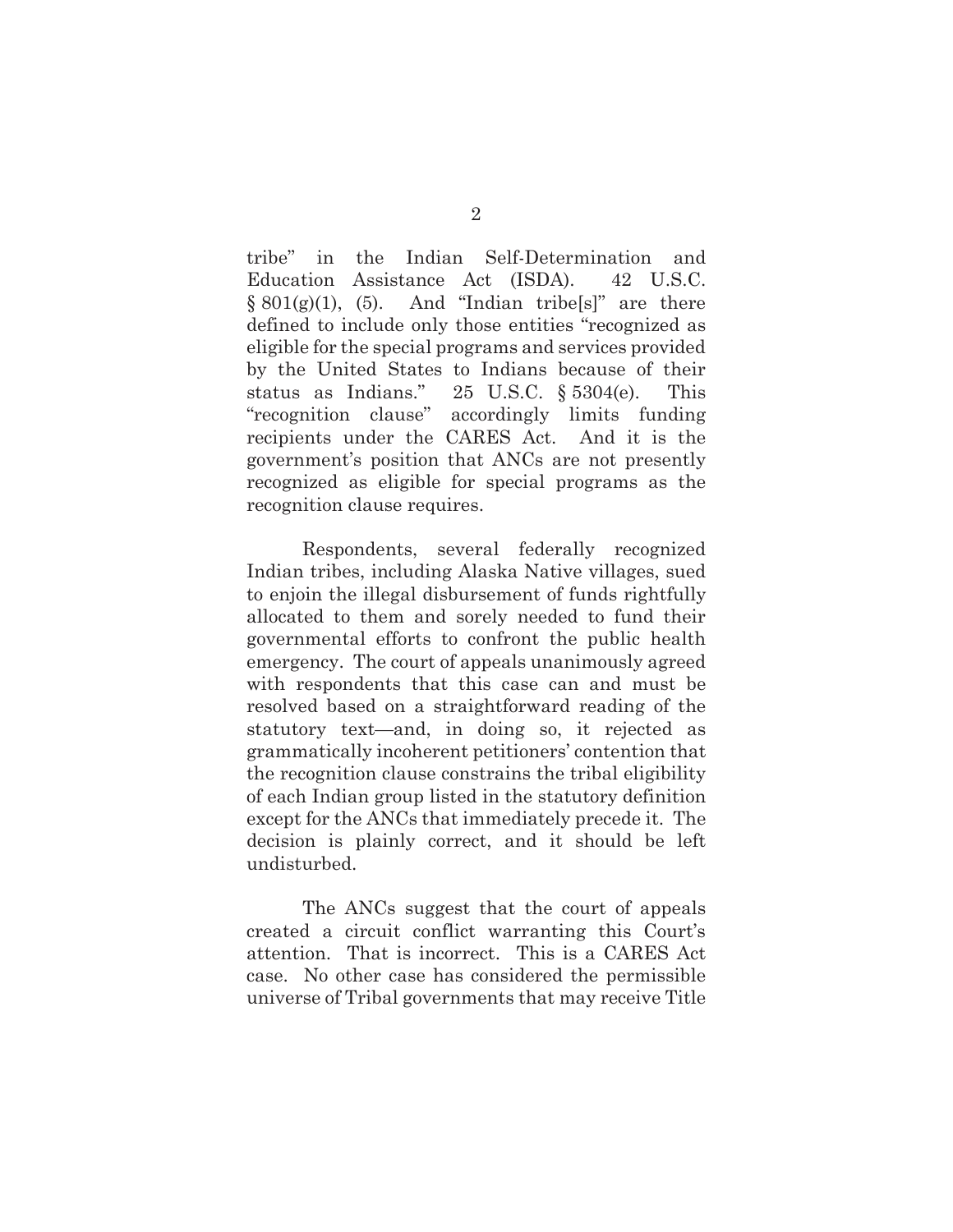tribe" in the Indian Self-Determination and Education Assistance Act (ISDA). 42 U.S.C. § 801(g)(1), (5). And "Indian tribe[s]" are there defined to include only those entities "recognized as eligible for the special programs and services provided by the United States to Indians because of their status as Indians." 25 U.S.C. § 5304(e). This "recognition clause" accordingly limits funding recipients under the CARES Act. And it is the government's position that ANCs are not presently recognized as eligible for special programs as the recognition clause requires.

Respondents, several federally recognized Indian tribes, including Alaska Native villages, sued to enjoin the illegal disbursement of funds rightfully allocated to them and sorely needed to fund their governmental efforts to confront the public health emergency. The court of appeals unanimously agreed with respondents that this case can and must be resolved based on a straightforward reading of the statutory text—and, in doing so, it rejected as grammatically incoherent petitioners' contention that the recognition clause constrains the tribal eligibility of each Indian group listed in the statutory definition except for the ANCs that immediately precede it. The decision is plainly correct, and it should be left undisturbed.

The ANCs suggest that the court of appeals created a circuit conflict warranting this Court's attention. That is incorrect. This is a CARES Act case. No other case has considered the permissible universe of Tribal governments that may receive Title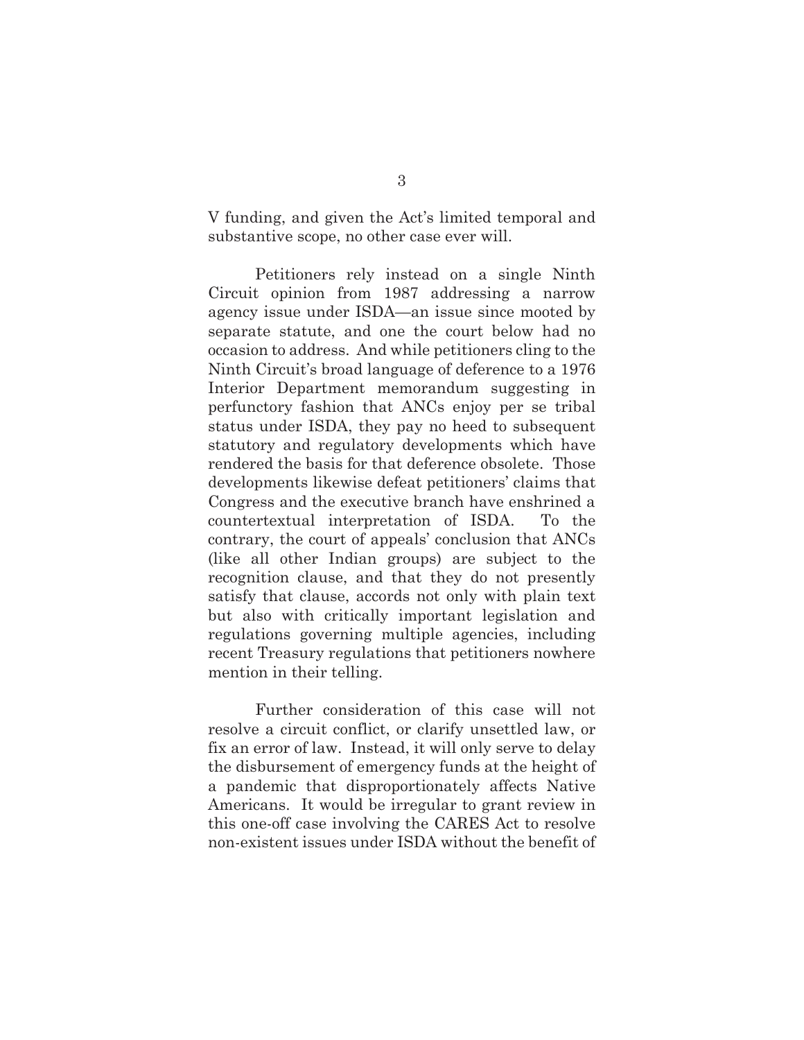V funding, and given the Act's limited temporal and substantive scope, no other case ever will.

Petitioners rely instead on a single Ninth Circuit opinion from 1987 addressing a narrow agency issue under ISDA—an issue since mooted by separate statute, and one the court below had no occasion to address. And while petitioners cling to the Ninth Circuit's broad language of deference to a 1976 Interior Department memorandum suggesting in perfunctory fashion that ANCs enjoy per se tribal status under ISDA, they pay no heed to subsequent statutory and regulatory developments which have rendered the basis for that deference obsolete. Those developments likewise defeat petitioners' claims that Congress and the executive branch have enshrined a countertextual interpretation of ISDA. To the contrary, the court of appeals' conclusion that ANCs (like all other Indian groups) are subject to the recognition clause, and that they do not presently satisfy that clause, accords not only with plain text but also with critically important legislation and regulations governing multiple agencies, including recent Treasury regulations that petitioners nowhere mention in their telling.

Further consideration of this case will not resolve a circuit conflict, or clarify unsettled law, or fix an error of law. Instead, it will only serve to delay the disbursement of emergency funds at the height of a pandemic that disproportionately affects Native Americans. It would be irregular to grant review in this one-off case involving the CARES Act to resolve non-existent issues under ISDA without the benefit of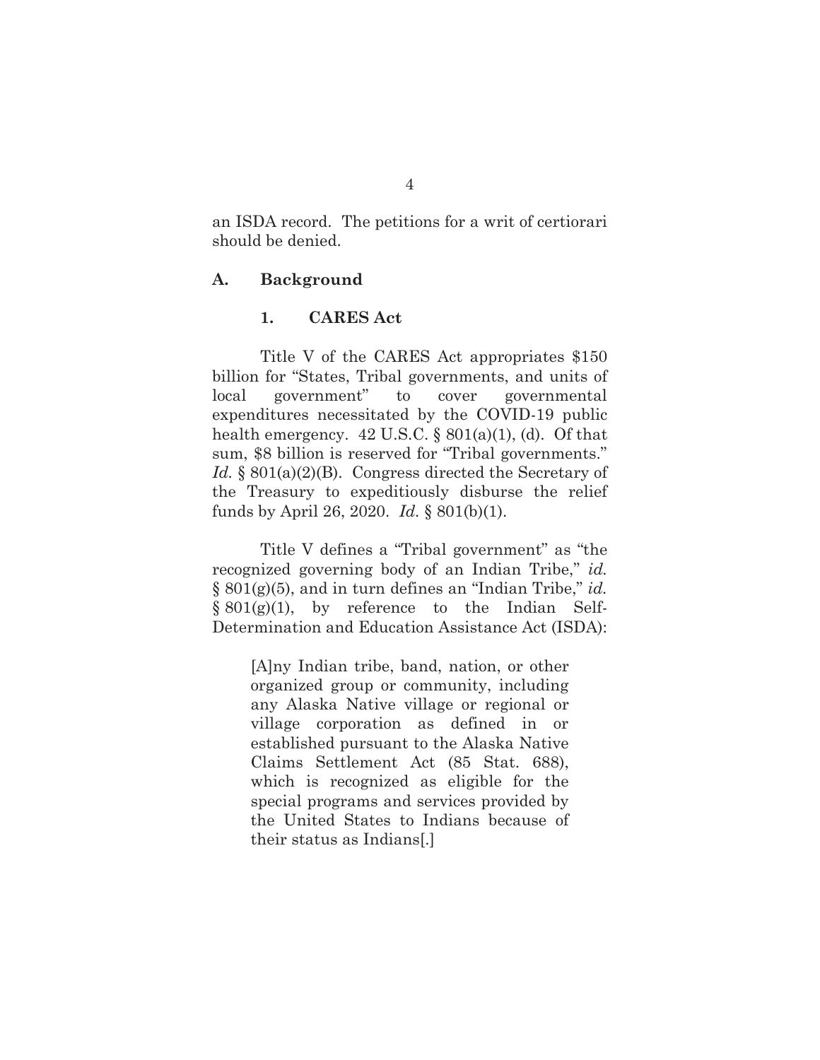an ISDA record. The petitions for a writ of certiorari should be denied.

### A. Background

#### 1. CARES Act

Title V of the CARES Act appropriates $150 billion for "States, Tribal governments, and units of local government" to cover governmental expenditures necessitated by the COVID-19 public health emergency. 42 U.S.C. § 801(a)(1), (d). Of that sum, $8 billion is reserved for "Tribal governments." *Id.* § 801(a)(2)(B). Congress directed the Secretary of the Treasury to expeditiously disburse the relief funds by April 26, 2020. *Id.* § 801(b)(1).

Title V defines a "Tribal government" as "the recognized governing body of an Indian Tribe," *id.* § 801(g)(5), and in turn defines an "Indian Tribe," *id.* § 801(g)(1), by reference to the Indian Self-Determination and Education Assistance Act (ISDA):

> [A]ny Indian tribe, band, nation, or other organized group or community, including any Alaska Native village or regional or village corporation as defined in or established pursuant to the Alaska Native Claims Settlement Act (85 Stat. 688), which is recognized as eligible for the special programs and services provided by the United States to Indians because of their status as Indians[.]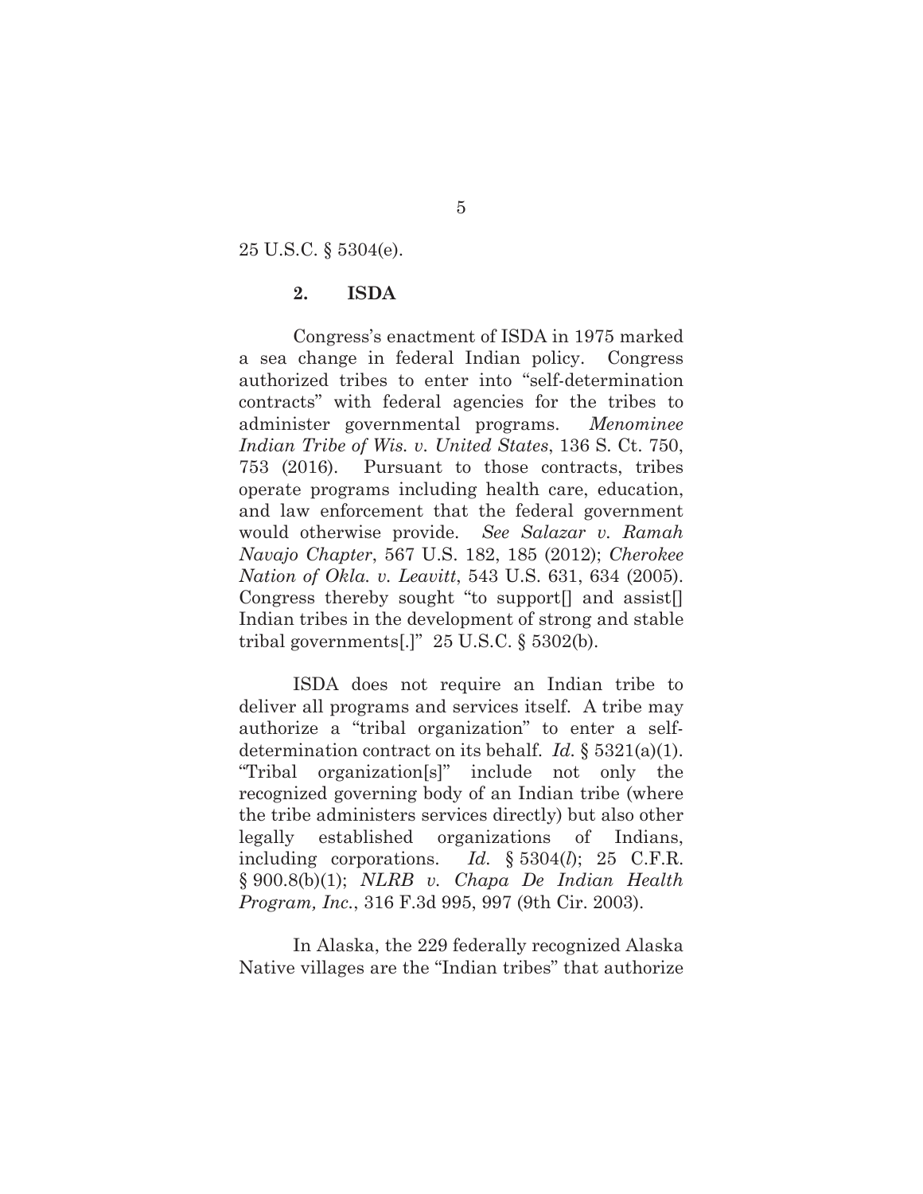25 U.S.C. § 5304(e).

### 2. ISDA

Congress's enactment of ISDA in 1975 marked a sea change in federal Indian policy. Congress authorized tribes to enter into "self-determination contracts" with federal agencies for the tribes to administer governmental programs. *Menominee Indian Tribe of Wis. v. United States*, 136 S. Ct. 750, 753 (2016). Pursuant to those contracts, tribes operate programs including health care, education, and law enforcement that the federal government would otherwise provide. *See Salazar v. Ramah Navajo Chapter*, 567 U.S. 182, 185 (2012); *Cherokee Nation of Okla. v. Leavitt*, 543 U.S. 631, 634 (2005). Congress thereby sought "to support[] and assist[] Indian tribes in the development of strong and stable tribal governments[.]" 25 U.S.C. § 5302(b).

ISDA does not require an Indian tribe to deliver all programs and services itself. A tribe may authorize a "tribal organization" to enter a self-determination contract on its behalf. *Id.* § 5321(a)(1). "Tribal organization[s]" include not only the recognized governing body of an Indian tribe (where the tribe administers services directly) but also other legally established organizations of Indians, including corporations. *Id.* § 5304(*l*); 25 C.F.R. § 900.8(b)(1); *NLRB v. Chapa De Indian Health Program, Inc.*, 316 F.3d 995, 997 (9th Cir. 2003).

In Alaska, the 229 federally recognized Alaska Native villages are the "Indian tribes" that authorize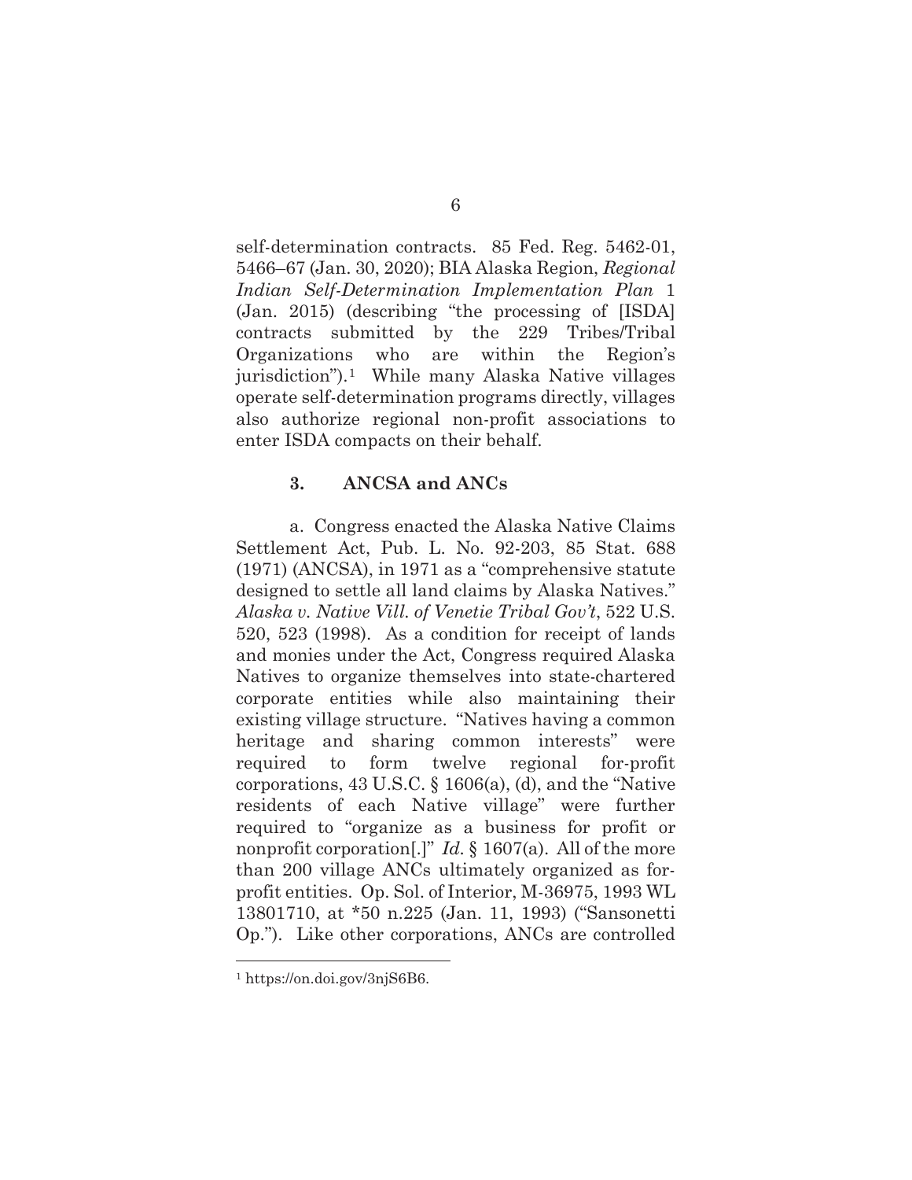self-determination contracts. 85 Fed. Reg. 5462-01, 5466–67 (Jan. 30, 2020); BIA Alaska Region, *Regional Indian Self-Determination Implementation Plan* 1 (Jan. 2015) (describing "the processing of [ISDA] contracts submitted by the 229 Tribes/Tribal Organizations who are within the Region's jurisdiction").[1] While many Alaska Native villages operate self-determination programs directly, villages also authorize regional non-profit associations to enter ISDA compacts on their behalf.

### 3. ANCSA and ANCs

a. Congress enacted the Alaska Native Claims Settlement Act, Pub. L. No. 92-203, 85 Stat. 688 (1971) (ANCSA), in 1971 as a "comprehensive statute designed to settle all land claims by Alaska Natives." *Alaska v. Native Vill. of Venetie Tribal Gov't*, 522 U.S. 520, 523 (1998). As a condition for receipt of lands and monies under the Act, Congress required Alaska Natives to organize themselves into state-chartered corporate entities while also maintaining their existing village structure. "Natives having a common heritage and sharing common interests" were required to form twelve regional for-profit corporations, 43 U.S.C. § 1606(a), (d), and the "Native residents of each Native village" were further required to "organize as a business for profit or nonprofit corporation[.]" *Id.* § 1607(a). All of the more than 200 village ANCs ultimately organized as for-profit entities. Op. Sol. of Interior, M-36975, 1993 WL 13801710, at *50 n.225 (Jan. 11, 1993) ("Sansonetti Op."). Like other corporations, ANCs are controlled

[1] https://on.doi.gov/3njS6B6.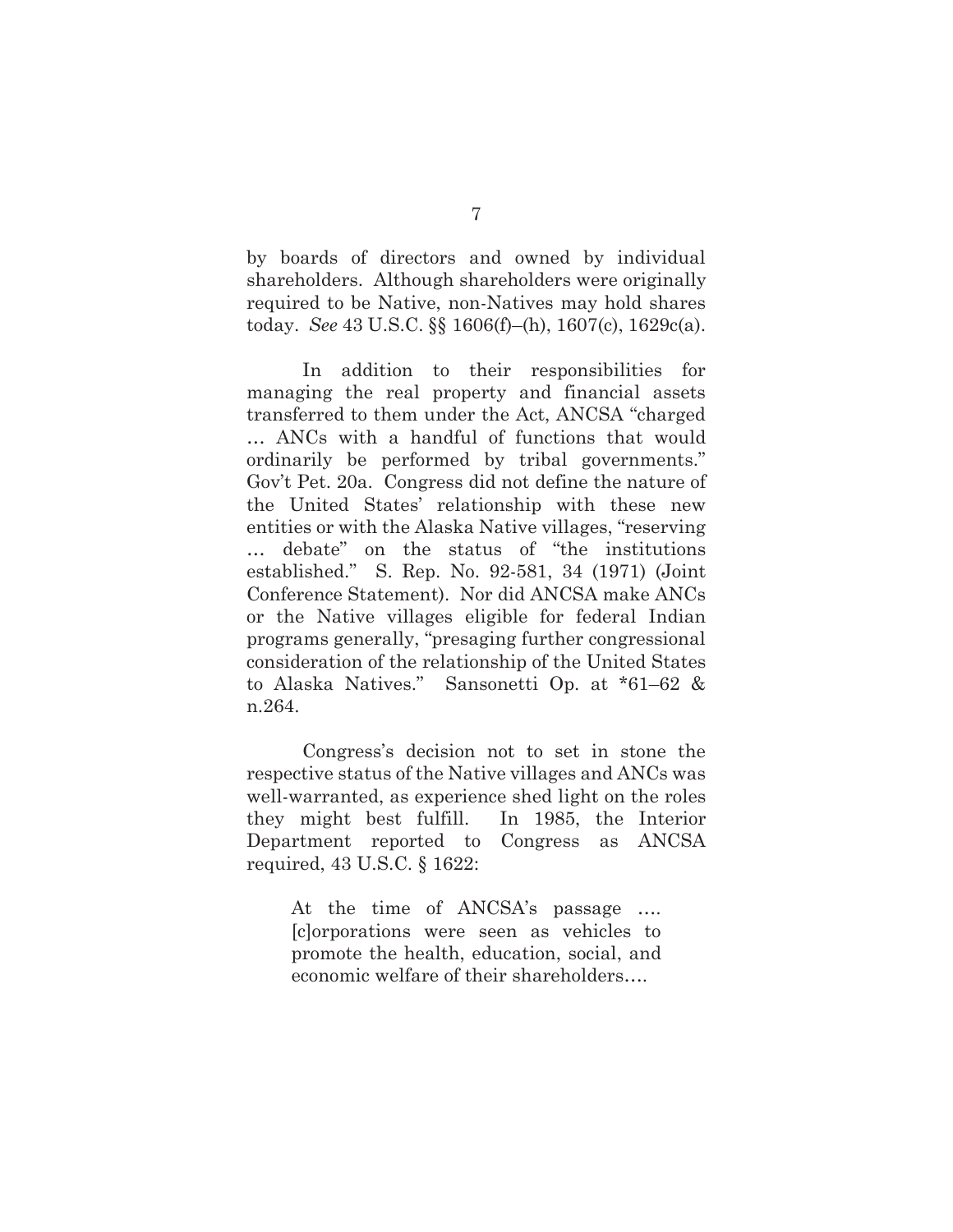by boards of directors and owned by individual shareholders. Although shareholders were originally required to be Native, non-Natives may hold shares today. *See* 43 U.S.C. §§ 1606(f)–(h), 1607(c), 1629c(a).

In addition to their responsibilities for managing the real property and financial assets transferred to them under the Act, ANCSA "charged … ANCs with a handful of functions that would ordinarily be performed by tribal governments." Gov't Pet. 20a. Congress did not define the nature of the United States' relationship with these new entities or with the Alaska Native villages, "reserving … debate" on the status of "the institutions established." S. Rep. No. 92-581, 34 (1971) (Joint Conference Statement). Nor did ANCSA make ANCs or the Native villages eligible for federal Indian programs generally, "presaging further congressional consideration of the relationship of the United States to Alaska Natives." Sansonetti Op. at *61–62 & n.264.

Congress's decision not to set in stone the respective status of the Native villages and ANCs was well-warranted, as experience shed light on the roles they might best fulfill. In 1985, the Interior Department reported to Congress as ANCSA required, 43 U.S.C. § 1622:

> At the time of ANCSA's passage …. [c]orporations were seen as vehicles to promote the health, education, social, and economic welfare of their shareholders….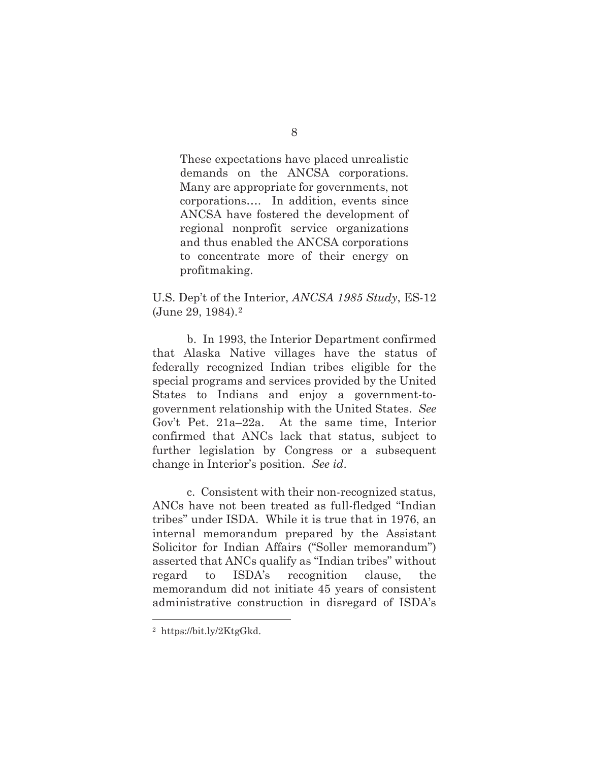> These expectations have placed unrealistic demands on the ANCSA corporations. Many are appropriate for governments, not corporations…. In addition, events since ANCSA have fostered the development of regional nonprofit service organizations and thus enabled the ANCSA corporations to concentrate more of their energy on profitmaking.

U.S. Dep't of the Interior, *ANCSA 1985 Study*, ES-12 (June 29, 1984).[2]

b. In 1993, the Interior Department confirmed that Alaska Native villages have the status of federally recognized Indian tribes eligible for the special programs and services provided by the United States to Indians and enjoy a government-to-government relationship with the United States. *See* Gov't Pet. 21a–22a. At the same time, Interior confirmed that ANCs lack that status, subject to further legislation by Congress or a subsequent change in Interior's position. *See id*.

c. Consistent with their non-recognized status, ANCs have not been treated as full-fledged "Indian tribes" under ISDA. While it is true that in 1976, an internal memorandum prepared by the Assistant Solicitor for Indian Affairs ("Soller memorandum") asserted that ANCs qualify as "Indian tribes" without regard to ISDA's recognition clause, the memorandum did not initiate 45 years of consistent administrative construction in disregard of ISDA's

---

[2] https://bit.ly/2KtgGkd.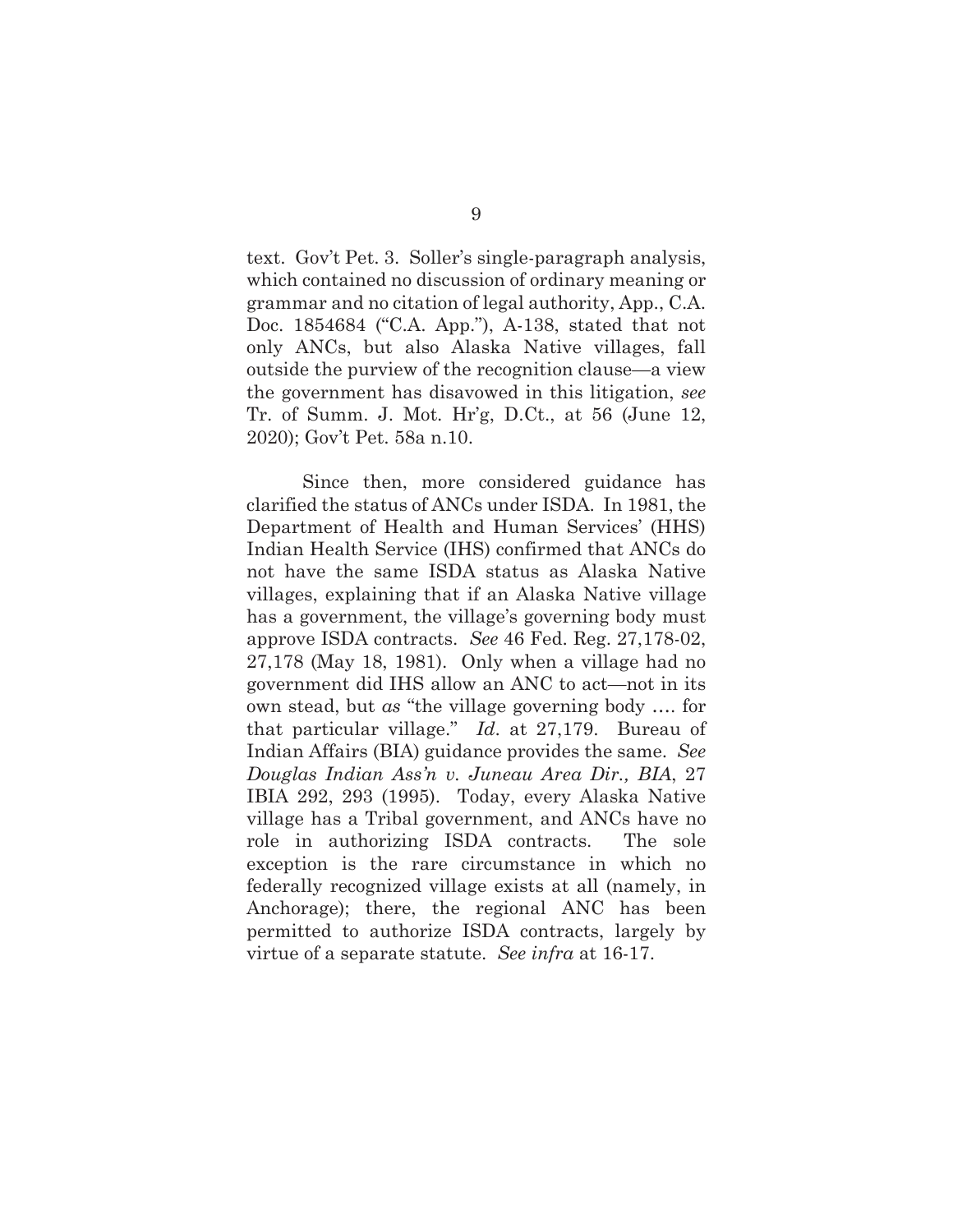text. Gov't Pet. 3. Soller's single-paragraph analysis, which contained no discussion of ordinary meaning or grammar and no citation of legal authority, App., C.A. Doc. 1854684 ("C.A. App."), A-138, stated that not only ANCs, but also Alaska Native villages, fall outside the purview of the recognition clause—a view the government has disavowed in this litigation, *see* Tr. of Summ. J. Mot. Hr'g, D.Ct., at 56 (June 12, 2020); Gov't Pet. 58a n.10.

Since then, more considered guidance has clarified the status of ANCs under ISDA. In 1981, the Department of Health and Human Services' (HHS) Indian Health Service (IHS) confirmed that ANCs do not have the same ISDA status as Alaska Native villages, explaining that if an Alaska Native village has a government, the village's governing body must approve ISDA contracts. *See* 46 Fed. Reg. 27,178-02, 27,178 (May 18, 1981). Only when a village had no government did IHS allow an ANC to act—not in its own stead, but *as* "the village governing body …. for that particular village." *Id.* at 27,179. Bureau of Indian Affairs (BIA) guidance provides the same. *See* *Douglas Indian Ass'n v. Juneau Area Dir., BIA*, 27 IBIA 292, 293 (1995). Today, every Alaska Native village has a Tribal government, and ANCs have no role in authorizing ISDA contracts. The sole exception is the rare circumstance in which no federally recognized village exists at all (namely, in Anchorage); there, the regional ANC has been permitted to authorize ISDA contracts, largely by virtue of a separate statute. *See infra* at 16-17.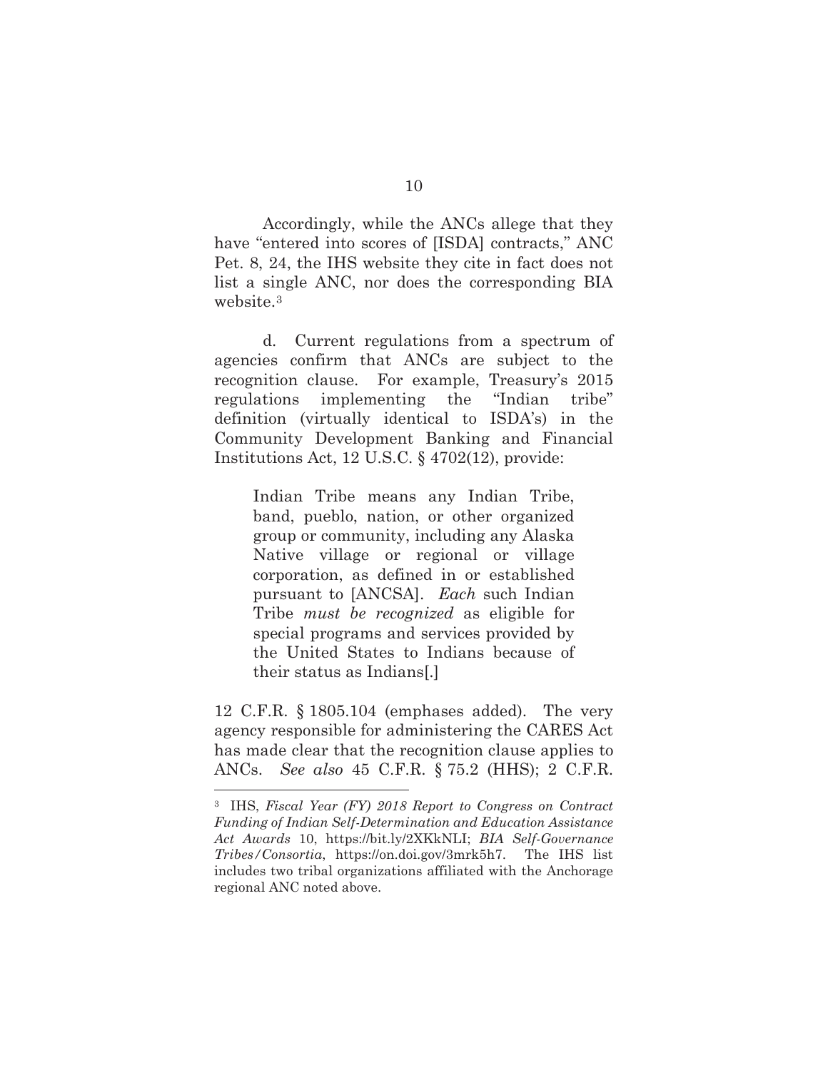Accordingly, while the ANCs allege that they have "entered into scores of [ISDA] contracts," ANC Pet. 8, 24, the IHS website they cite in fact does not list a single ANC, nor does the corresponding BIA website.[3]

d. Current regulations from a spectrum of agencies confirm that ANCs are subject to the recognition clause. For example, Treasury's 2015 regulations implementing the "Indian tribe" definition (virtually identical to ISDA's) in the Community Development Banking and Financial Institutions Act, 12 U.S.C. § 4702(12), provide:

> Indian Tribe means any Indian Tribe, band, pueblo, nation, or other organized group or community, including any Alaska Native village or regional or village corporation, as defined in or established pursuant to [ANCSA]. *Each* such Indian Tribe *must be recognized* as eligible for special programs and services provided by the United States to Indians because of their status as Indians[.]

12 C.F.R. § 1805.104 (emphases added). The very agency responsible for administering the CARES Act has made clear that the recognition clause applies to ANCs. *See also* 45 C.F.R. § 75.2 (HHS); 2 C.F.R.

---

[3] IHS, *Fiscal Year (FY) 2018 Report to Congress on Contract Funding of Indian Self-Determination and Education Assistance Act Awards* 10, https://bit.ly/2XKkNLI; *BIA Self-Governance Tribes/Consortia*, https://on.doi.gov/3mrk5h7. The IHS list includes two tribal organizations affiliated with the Anchorage regional ANC noted above.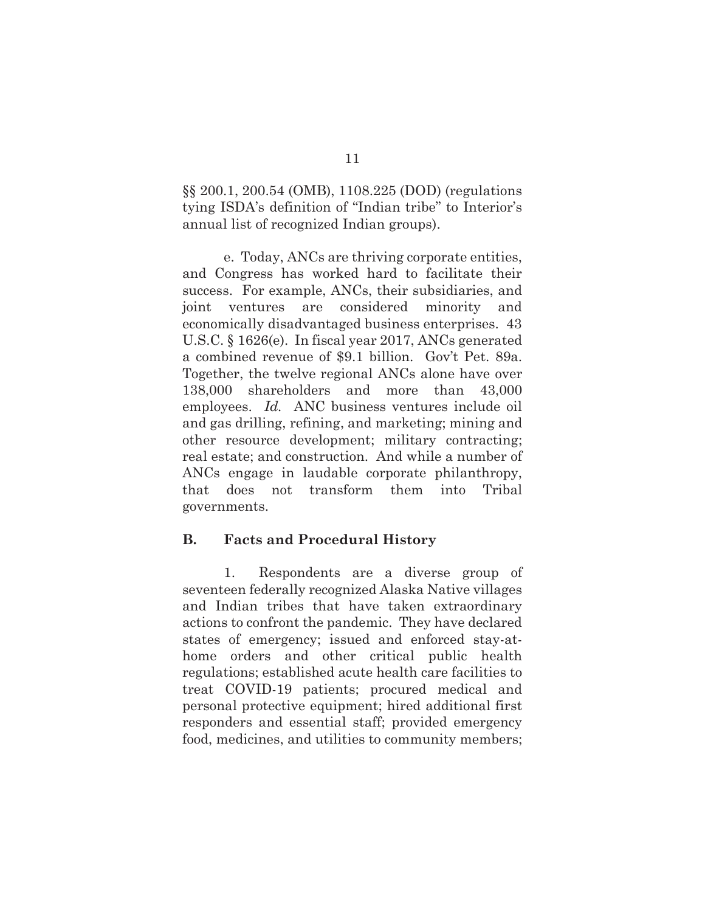§§ 200.1, 200.54 (OMB), 1108.225 (DOD) (regulations tying ISDA's definition of "Indian tribe" to Interior's annual list of recognized Indian groups).

e. Today, ANCs are thriving corporate entities, and Congress has worked hard to facilitate their success. For example, ANCs, their subsidiaries, and joint ventures are considered minority and economically disadvantaged business enterprises. 43 U.S.C. § 1626(e). In fiscal year 2017, ANCs generated a combined revenue of $9.1 billion. Gov't Pet. 89a. Together, the twelve regional ANCs alone have over 138,000 shareholders and more than 43,000 employees. *Id.* ANC business ventures include oil and gas drilling, refining, and marketing; mining and other resource development; military contracting; real estate; and construction. And while a number of ANCs engage in laudable corporate philanthropy, that does not transform them into Tribal governments.

### B. Facts and Procedural History

1. Respondents are a diverse group of seventeen federally recognized Alaska Native villages and Indian tribes that have taken extraordinary actions to confront the pandemic. They have declared states of emergency; issued and enforced stay-at-home orders and other critical public health regulations; established acute health care facilities to treat COVID-19 patients; procured medical and personal protective equipment; hired additional first responders and essential staff; provided emergency food, medicines, and utilities to community members;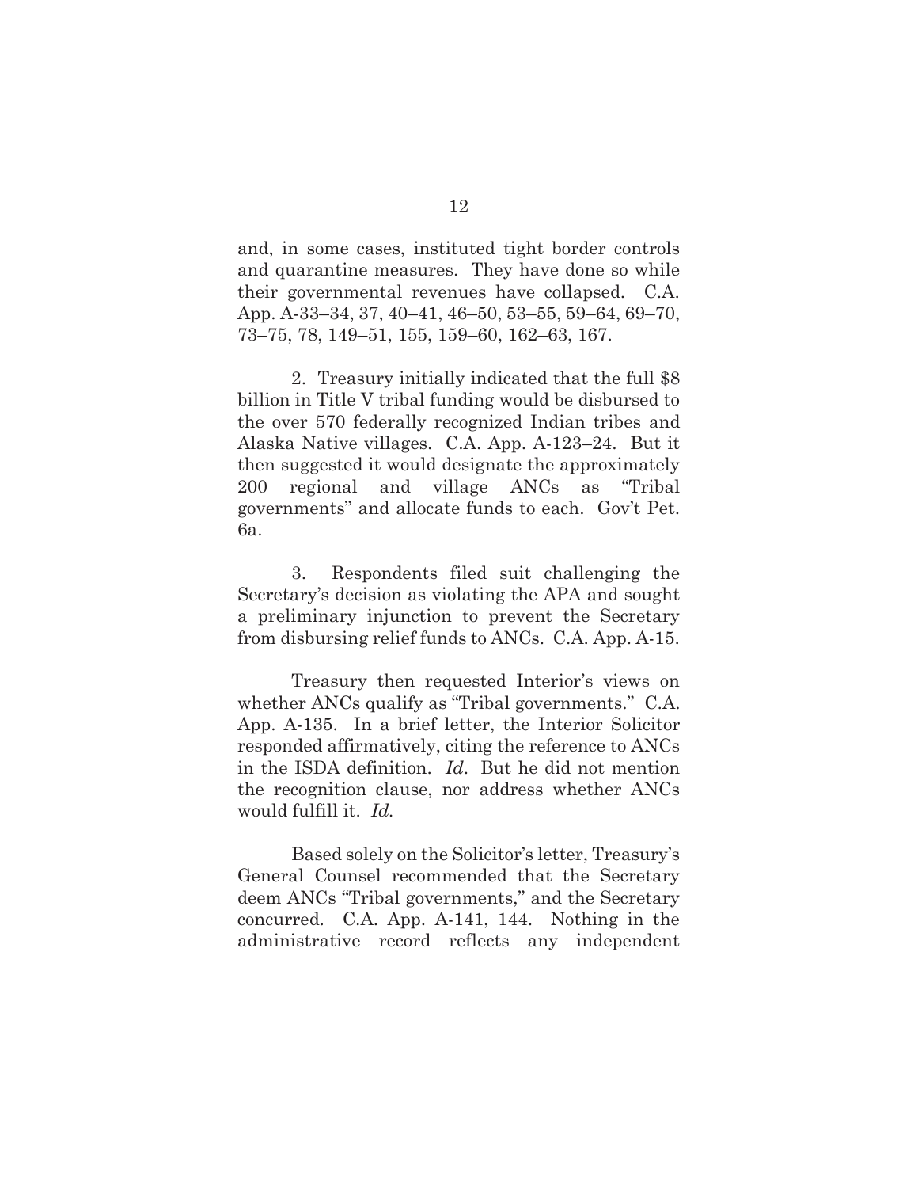and, in some cases, instituted tight border controls and quarantine measures. They have done so while their governmental revenues have collapsed. C.A. App. A-33–34, 37, 40–41, 46–50, 53–55, 59–64, 69–70, 73–75, 78, 149–51, 155, 159–60, 162–63, 167.

2. Treasury initially indicated that the full $8 billion in Title V tribal funding would be disbursed to the over 570 federally recognized Indian tribes and Alaska Native villages. C.A. App. A-123–24. But it then suggested it would designate the approximately 200 regional and village ANCs as "Tribal governments" and allocate funds to each. Gov't Pet. 6a.

3. Respondents filed suit challenging the Secretary's decision as violating the APA and sought a preliminary injunction to prevent the Secretary from disbursing relief funds to ANCs. C.A. App. A-15.

Treasury then requested Interior's views on whether ANCs qualify as "Tribal governments." C.A. App. A-135. In a brief letter, the Interior Solicitor responded affirmatively, citing the reference to ANCs in the ISDA definition. *Id*. But he did not mention the recognition clause, nor address whether ANCs would fulfill it. *Id.*

Based solely on the Solicitor's letter, Treasury's General Counsel recommended that the Secretary deem ANCs "Tribal governments," and the Secretary concurred. C.A. App. A-141, 144. Nothing in the administrative record reflects any independent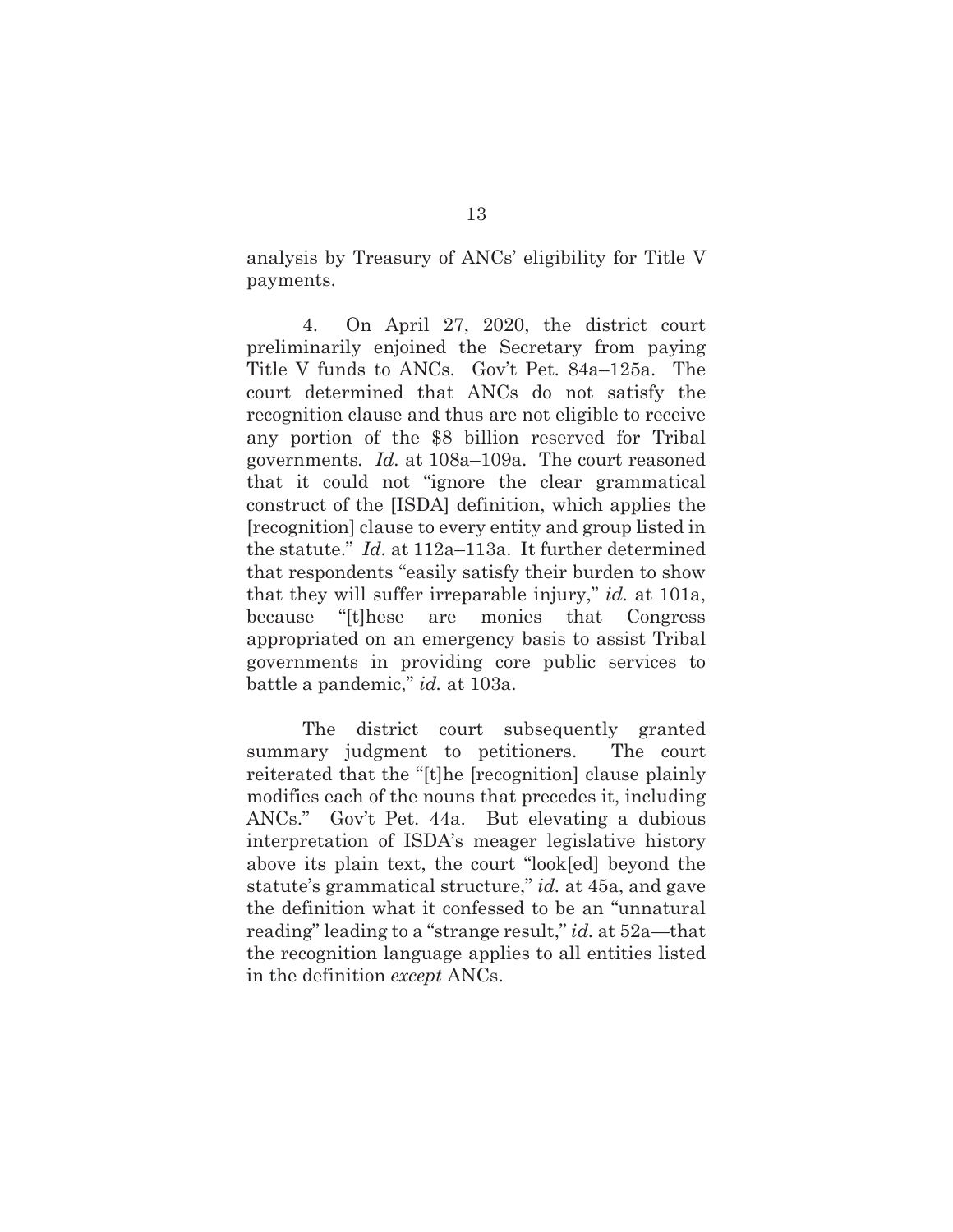analysis by Treasury of ANCs' eligibility for Title V payments.

4. On April 27, 2020, the district court preliminarily enjoined the Secretary from paying Title V funds to ANCs. Gov't Pet. 84a–125a. The court determined that ANCs do not satisfy the recognition clause and thus are not eligible to receive any portion of the $8 billion reserved for Tribal governments. *Id.* at 108a–109a. The court reasoned that it could not "ignore the clear grammatical construct of the [ISDA] definition, which applies the [recognition] clause to every entity and group listed in the statute." *Id.* at 112a–113a. It further determined that respondents "easily satisfy their burden to show that they will suffer irreparable injury," *id.* at 101a, because "[t]hese are monies that Congress appropriated on an emergency basis to assist Tribal governments in providing core public services to battle a pandemic," *id.* at 103a.

The district court subsequently granted summary judgment to petitioners. The court reiterated that the "[t]he [recognition] clause plainly modifies each of the nouns that precedes it, including ANCs." Gov't Pet. 44a. But elevating a dubious interpretation of ISDA's meager legislative history above its plain text, the court "look[ed] beyond the statute's grammatical structure," *id.* at 45a, and gave the definition what it confessed to be an "unnatural reading" leading to a "strange result," *id.* at 52a—that the recognition language applies to all entities listed in the definition *except* ANCs.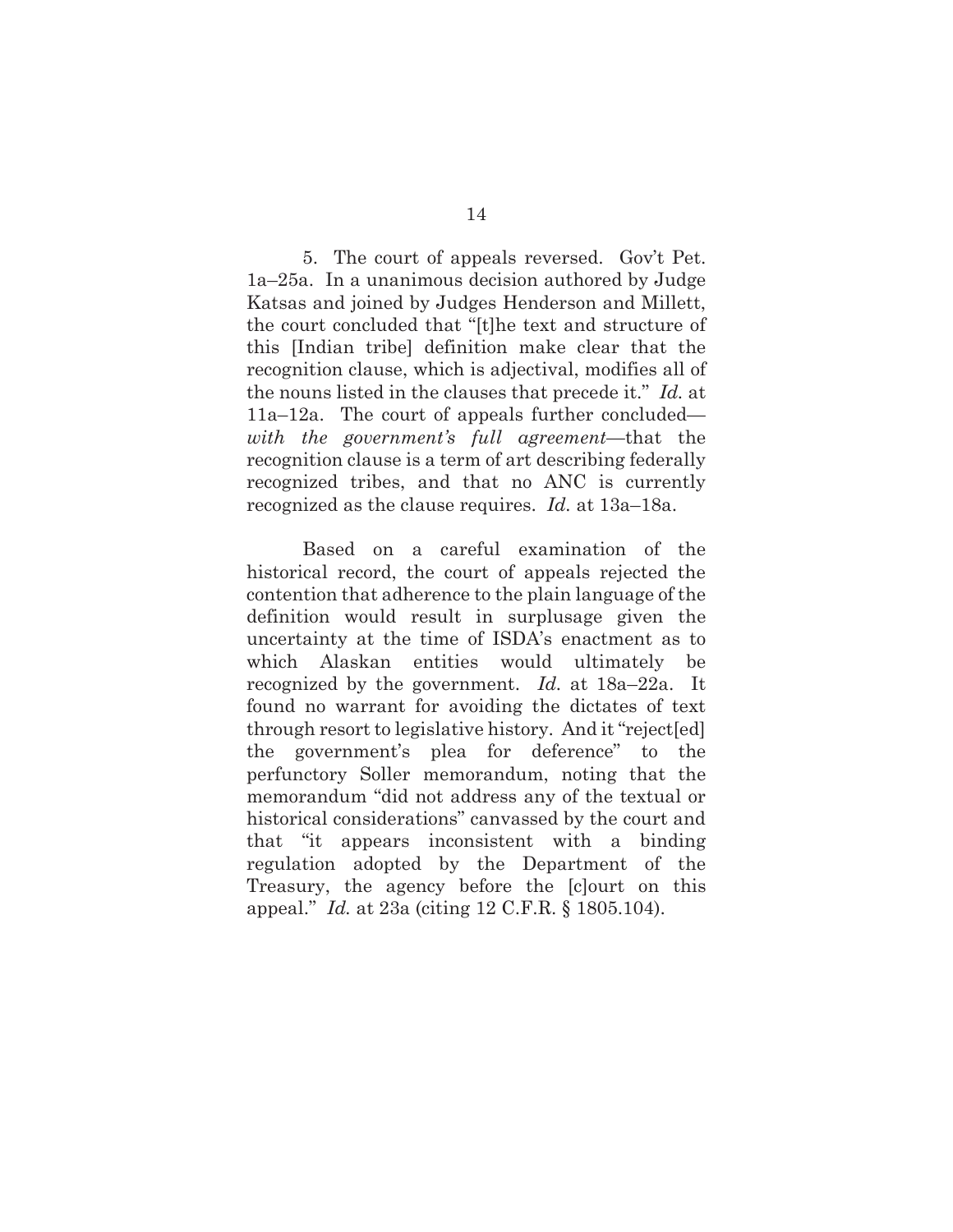5. The court of appeals reversed. Gov't Pet. 1a–25a. In a unanimous decision authored by Judge Katsas and joined by Judges Henderson and Millett, the court concluded that "[t]he text and structure of this [Indian tribe] definition make clear that the recognition clause, which is adjectival, modifies all of the nouns listed in the clauses that precede it." *Id.* at 11a–12a. The court of appeals further concluded—*with the government's full agreement*—that the recognition clause is a term of art describing federally recognized tribes, and that no ANC is currently recognized as the clause requires. *Id.* at 13a–18a.

Based on a careful examination of the historical record, the court of appeals rejected the contention that adherence to the plain language of the definition would result in surplusage given the uncertainty at the time of ISDA's enactment as to which Alaskan entities would ultimately be recognized by the government. *Id.* at 18a–22a. It found no warrant for avoiding the dictates of text through resort to legislative history. And it "reject[ed] the government's plea for deference" to the perfunctory Soller memorandum, noting that the memorandum "did not address any of the textual or historical considerations" canvassed by the court and that "it appears inconsistent with a binding regulation adopted by the Department of the Treasury, the agency before the [c]ourt on this appeal." *Id.* at 23a (citing 12 C.F.R. § 1805.104).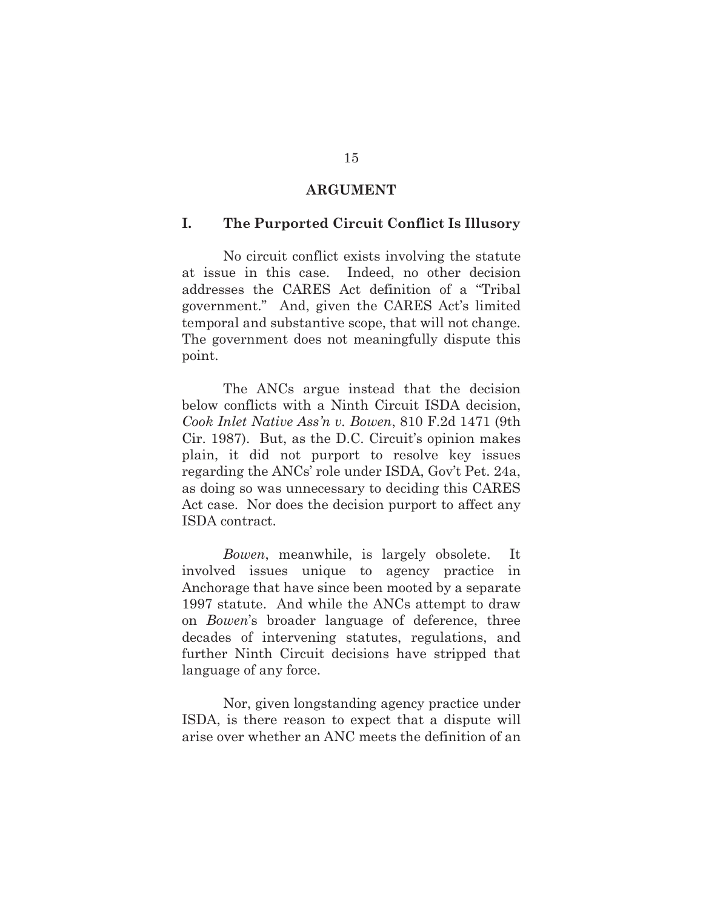## ARGUMENT

### I. The Purported Circuit Conflict Is Illusory

No circuit conflict exists involving the statute at issue in this case. Indeed, no other decision addresses the CARES Act definition of a "Tribal government." And, given the CARES Act's limited temporal and substantive scope, that will not change. The government does not meaningfully dispute this point.

The ANCs argue instead that the decision below conflicts with a Ninth Circuit ISDA decision, *Cook Inlet Native Ass'n v. Bowen*, 810 F.2d 1471 (9th Cir. 1987). But, as the D.C. Circuit's opinion makes plain, it did not purport to resolve key issues regarding the ANCs' role under ISDA, Gov't Pet. 24a, as doing so was unnecessary to deciding this CARES Act case. Nor does the decision purport to affect any ISDA contract.

*Bowen*, meanwhile, is largely obsolete. It involved issues unique to agency practice in Anchorage that have since been mooted by a separate 1997 statute. And while the ANCs attempt to draw on *Bowen*'s broader language of deference, three decades of intervening statutes, regulations, and further Ninth Circuit decisions have stripped that language of any force.

Nor, given longstanding agency practice under ISDA, is there reason to expect that a dispute will arise over whether an ANC meets the definition of an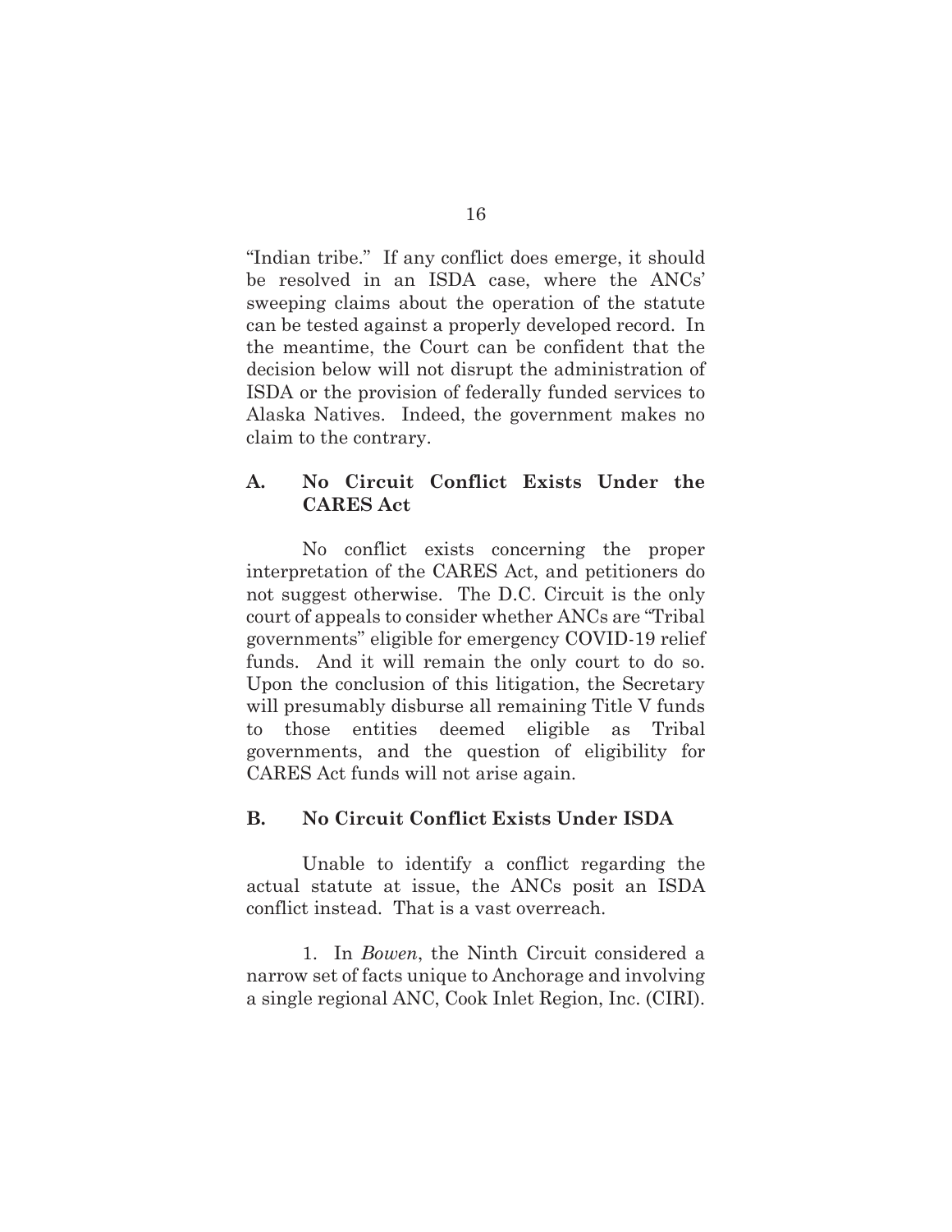"Indian tribe." If any conflict does emerge, it should be resolved in an ISDA case, where the ANCs' sweeping claims about the operation of the statute can be tested against a properly developed record. In the meantime, the Court can be confident that the decision below will not disrupt the administration of ISDA or the provision of federally funded services to Alaska Natives. Indeed, the government makes no claim to the contrary.

### A. No Circuit Conflict Exists Under the CARES Act

No conflict exists concerning the proper interpretation of the CARES Act, and petitioners do not suggest otherwise. The D.C. Circuit is the only court of appeals to consider whether ANCs are "Tribal governments" eligible for emergency COVID-19 relief funds. And it will remain the only court to do so. Upon the conclusion of this litigation, the Secretary will presumably disburse all remaining Title V funds to those entities deemed eligible as Tribal governments, and the question of eligibility for CARES Act funds will not arise again.

### B. No Circuit Conflict Exists Under ISDA

Unable to identify a conflict regarding the actual statute at issue, the ANCs posit an ISDA conflict instead. That is a vast overreach.

1. In *Bowen*, the Ninth Circuit considered a narrow set of facts unique to Anchorage and involving a single regional ANC, Cook Inlet Region, Inc. (CIRI).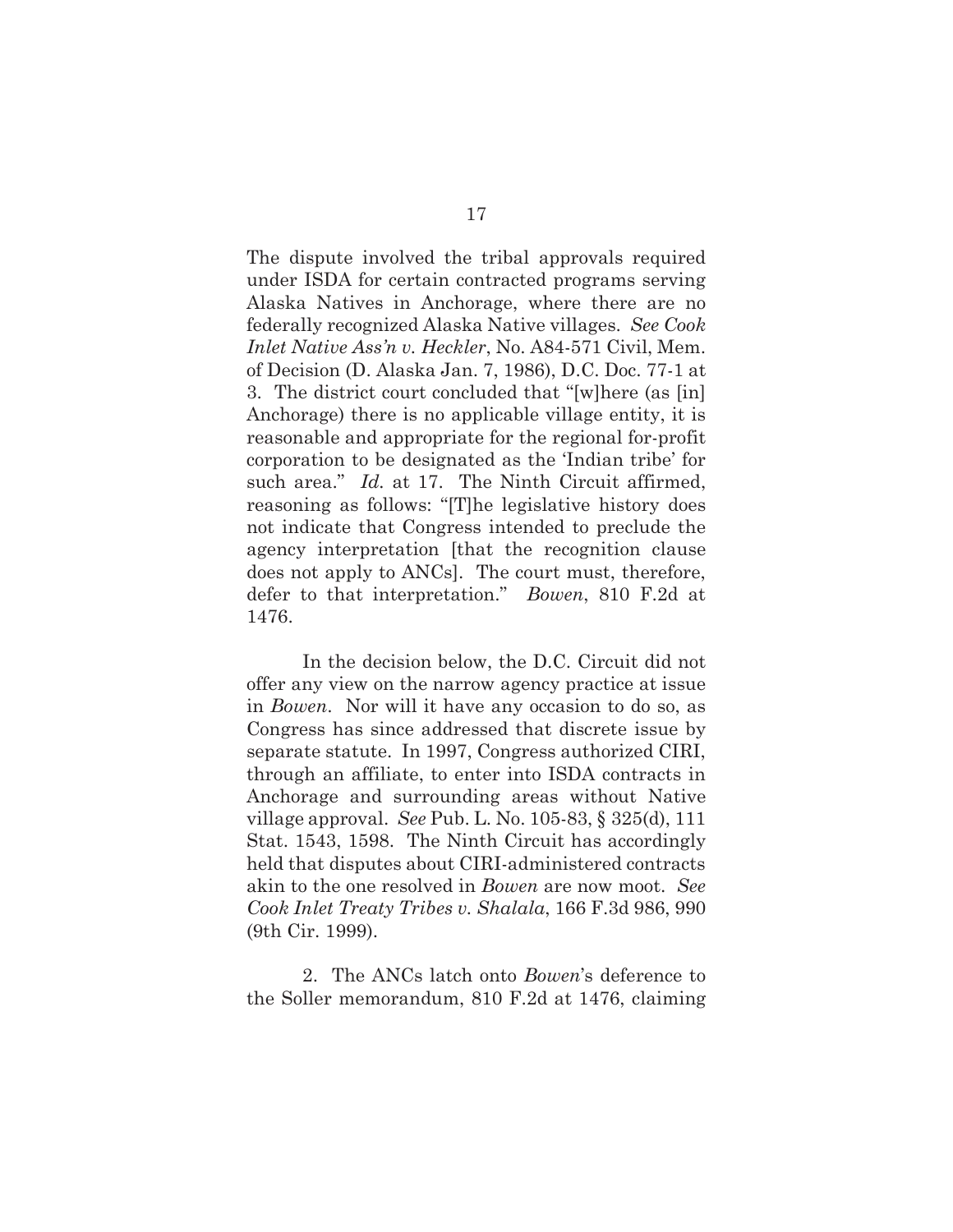The dispute involved the tribal approvals required under ISDA for certain contracted programs serving Alaska Natives in Anchorage, where there are no federally recognized Alaska Native villages. *See Cook Inlet Native Ass'n v. Heckler*, No. A84-571 Civil, Mem. of Decision (D. Alaska Jan. 7, 1986), D.C. Doc. 77-1 at 3. The district court concluded that "[w]here (as [in] Anchorage) there is no applicable village entity, it is reasonable and appropriate for the regional for-profit corporation to be designated as the 'Indian tribe' for such area." *Id.* at 17. The Ninth Circuit affirmed, reasoning as follows: "[T]he legislative history does not indicate that Congress intended to preclude the agency interpretation [that the recognition clause does not apply to ANCs]. The court must, therefore, defer to that interpretation." *Bowen*, 810 F.2d at 1476.

In the decision below, the D.C. Circuit did not offer any view on the narrow agency practice at issue in *Bowen*. Nor will it have any occasion to do so, as Congress has since addressed that discrete issue by separate statute. In 1997, Congress authorized CIRI, through an affiliate, to enter into ISDA contracts in Anchorage and surrounding areas without Native village approval. *See* Pub. L. No. 105-83, § 325(d), 111 Stat. 1543, 1598. The Ninth Circuit has accordingly held that disputes about CIRI-administered contracts akin to the one resolved in *Bowen* are now moot. *See Cook Inlet Treaty Tribes v. Shalala*, 166 F.3d 986, 990 (9th Cir. 1999).

2. The ANCs latch onto *Bowen*'s deference to the Soller memorandum, 810 F.2d at 1476, claiming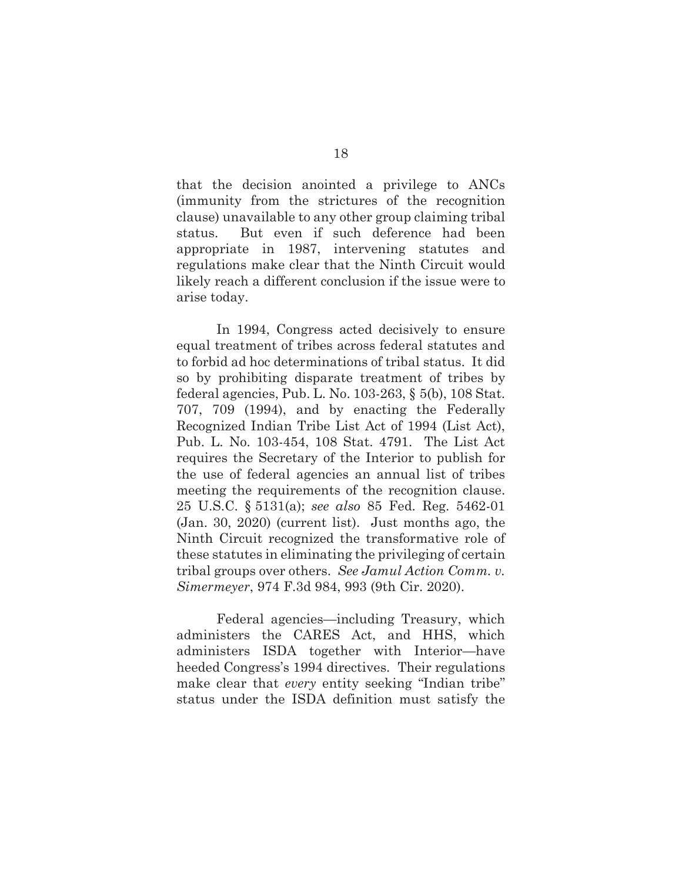that the decision anointed a privilege to ANCs (immunity from the strictures of the recognition clause) unavailable to any other group claiming tribal status. But even if such deference had been appropriate in 1987, intervening statutes and regulations make clear that the Ninth Circuit would likely reach a different conclusion if the issue were to arise today.

In 1994, Congress acted decisively to ensure equal treatment of tribes across federal statutes and to forbid ad hoc determinations of tribal status. It did so by prohibiting disparate treatment of tribes by federal agencies, Pub. L. No. 103-263, § 5(b), 108 Stat. 707, 709 (1994), and by enacting the Federally Recognized Indian Tribe List Act of 1994 (List Act), Pub. L. No. 103-454, 108 Stat. 4791. The List Act requires the Secretary of the Interior to publish for the use of federal agencies an annual list of tribes meeting the requirements of the recognition clause. 25 U.S.C. § 5131(a); *see also* 85 Fed. Reg. 5462-01 (Jan. 30, 2020) (current list). Just months ago, the Ninth Circuit recognized the transformative role of these statutes in eliminating the privileging of certain tribal groups over others. *See Jamul Action Comm. v. Simermeyer*, 974 F.3d 984, 993 (9th Cir. 2020).

Federal agencies—including Treasury, which administers the CARES Act, and HHS, which administers ISDA together with Interior—have heeded Congress's 1994 directives. Their regulations make clear that *every* entity seeking "Indian tribe" status under the ISDA definition must satisfy the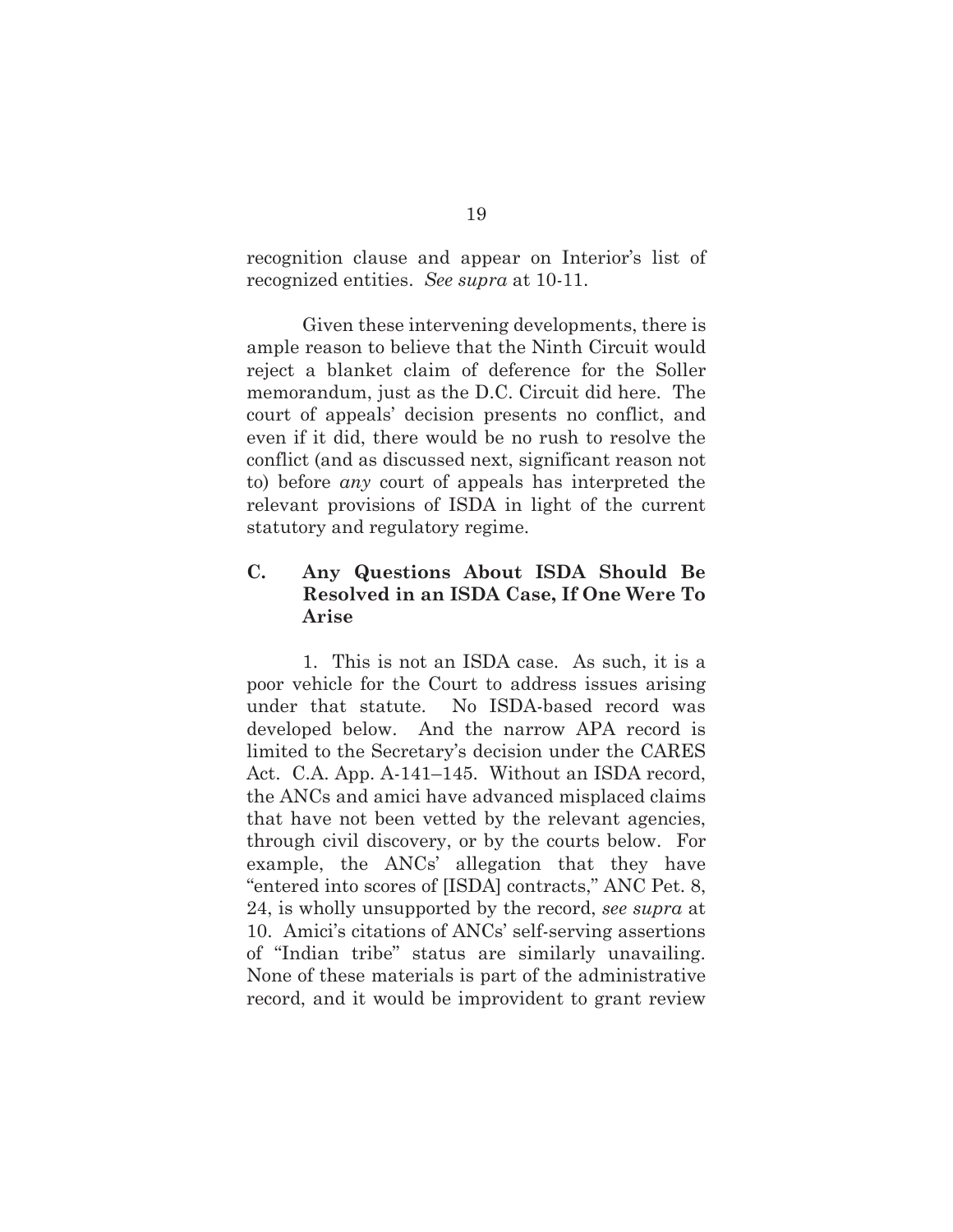recognition clause and appear on Interior's list of recognized entities. *See supra* at 10-11.

Given these intervening developments, there is ample reason to believe that the Ninth Circuit would reject a blanket claim of deference for the Soller memorandum, just as the D.C. Circuit did here. The court of appeals' decision presents no conflict, and even if it did, there would be no rush to resolve the conflict (and as discussed next, significant reason not to) before *any* court of appeals has interpreted the relevant provisions of ISDA in light of the current statutory and regulatory regime.

### C. Any Questions About ISDA Should Be Resolved in an ISDA Case, If One Were To Arise

1. This is not an ISDA case. As such, it is a poor vehicle for the Court to address issues arising under that statute. No ISDA-based record was developed below. And the narrow APA record is limited to the Secretary's decision under the CARES Act. C.A. App. A-141–145. Without an ISDA record, the ANCs and amici have advanced misplaced claims that have not been vetted by the relevant agencies, through civil discovery, or by the courts below. For example, the ANCs' allegation that they have "entered into scores of [ISDA] contracts," ANC Pet. 8, 24, is wholly unsupported by the record, *see supra* at 10. Amici's citations of ANCs' self-serving assertions of "Indian tribe" status are similarly unavailing. None of these materials is part of the administrative record, and it would be improvident to grant review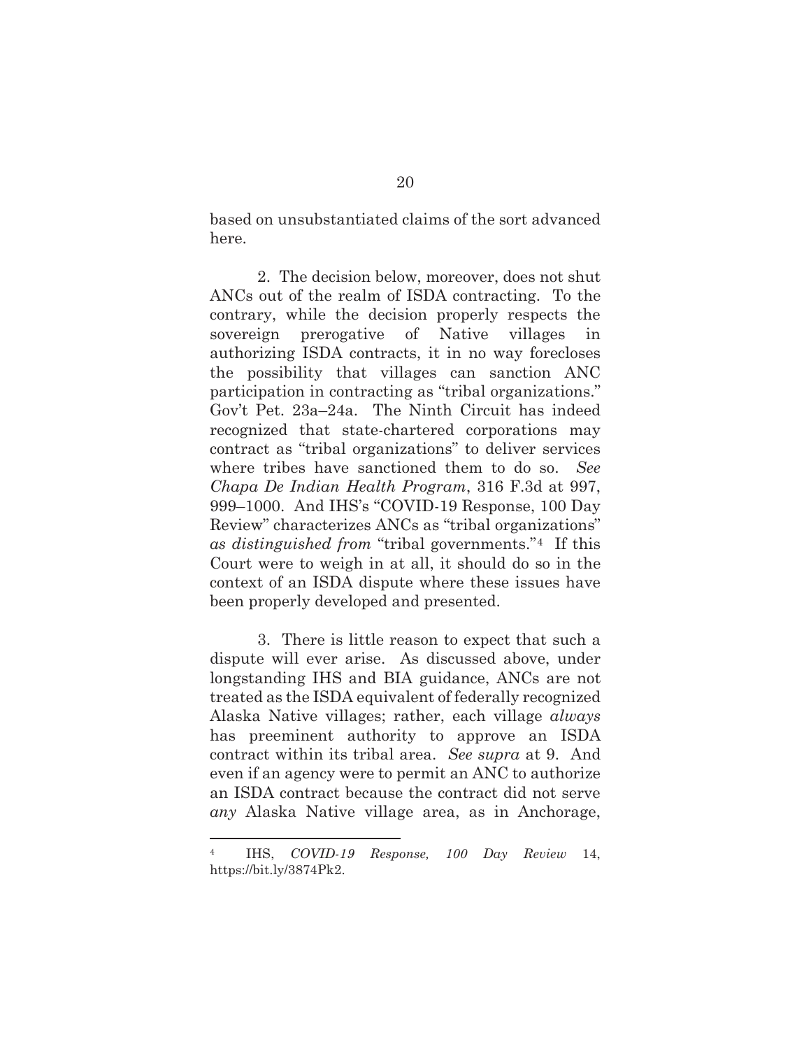based on unsubstantiated claims of the sort advanced here.

2. The decision below, moreover, does not shut ANCs out of the realm of ISDA contracting. To the contrary, while the decision properly respects the sovereign prerogative of Native villages in authorizing ISDA contracts, it in no way forecloses the possibility that villages can sanction ANC participation in contracting as "tribal organizations." Gov't Pet. 23a–24a. The Ninth Circuit has indeed recognized that state-chartered corporations may contract as "tribal organizations" to deliver services where tribes have sanctioned them to do so. *See Chapa De Indian Health Program*, 316 F.3d at 997, 999–1000. And IHS's "COVID-19 Response, 100 Day Review" characterizes ANCs as "tribal organizations" *as distinguished from* "tribal governments."[4] If this Court were to weigh in at all, it should do so in the context of an ISDA dispute where these issues have been properly developed and presented.

3. There is little reason to expect that such a dispute will ever arise. As discussed above, under longstanding IHS and BIA guidance, ANCs are not treated as the ISDA equivalent of federally recognized Alaska Native villages; rather, each village *always* has preeminent authority to approve an ISDA contract within its tribal area. *See supra* at 9. And even if an agency were to permit an ANC to authorize an ISDA contract because the contract did not serve *any* Alaska Native village area, as in Anchorage,

---

[4] IHS, *COVID-19 Response, 100 Day Review* 14, https://bit.ly/3874Pk2.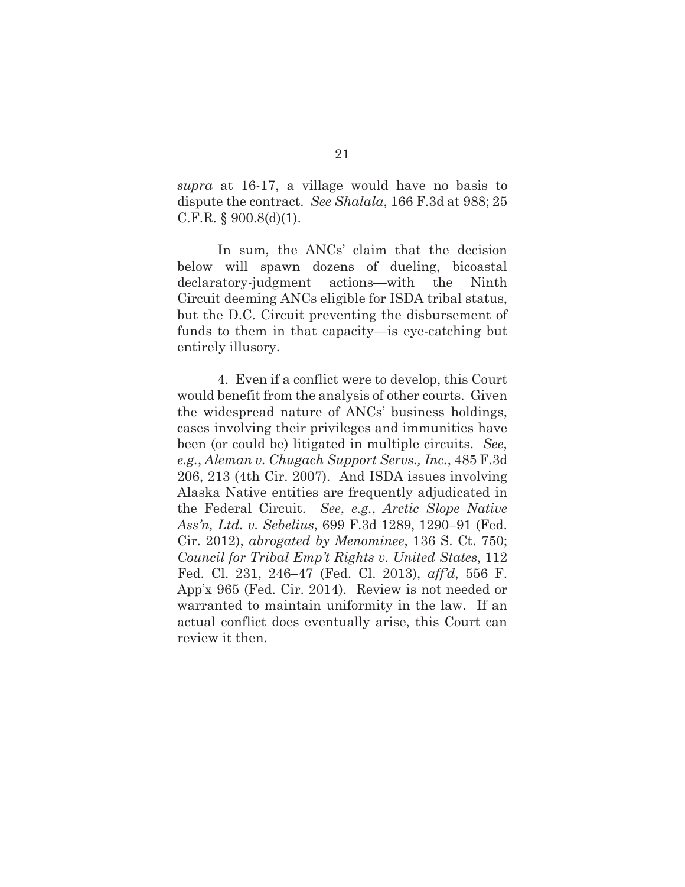*supra* at 16-17, a village would have no basis to dispute the contract. *See Shalala*, 166 F.3d at 988; 25 C.F.R. § 900.8(d)(1).

In sum, the ANCs' claim that the decision below will spawn dozens of dueling, bicoastal declaratory-judgment actions—with the Ninth Circuit deeming ANCs eligible for ISDA tribal status, but the D.C. Circuit preventing the disbursement of funds to them in that capacity—is eye-catching but entirely illusory.

4. Even if a conflict were to develop, this Court would benefit from the analysis of other courts. Given the widespread nature of ANCs' business holdings, cases involving their privileges and immunities have been (or could be) litigated in multiple circuits. *See*, *e.g.*, *Aleman v. Chugach Support Servs., Inc.*, 485 F.3d 206, 213 (4th Cir. 2007). And ISDA issues involving Alaska Native entities are frequently adjudicated in the Federal Circuit. *See*, *e.g.*, *Arctic Slope Native Ass'n, Ltd. v. Sebelius*, 699 F.3d 1289, 1290–91 (Fed. Cir. 2012), *abrogated by Menominee*, 136 S. Ct. 750; *Council for Tribal Emp't Rights v. United States*, 112 Fed. Cl. 231, 246–47 (Fed. Cl. 2013), *aff'd*, 556 F. App'x 965 (Fed. Cir. 2014). Review is not needed or warranted to maintain uniformity in the law. If an actual conflict does eventually arise, this Court can review it then.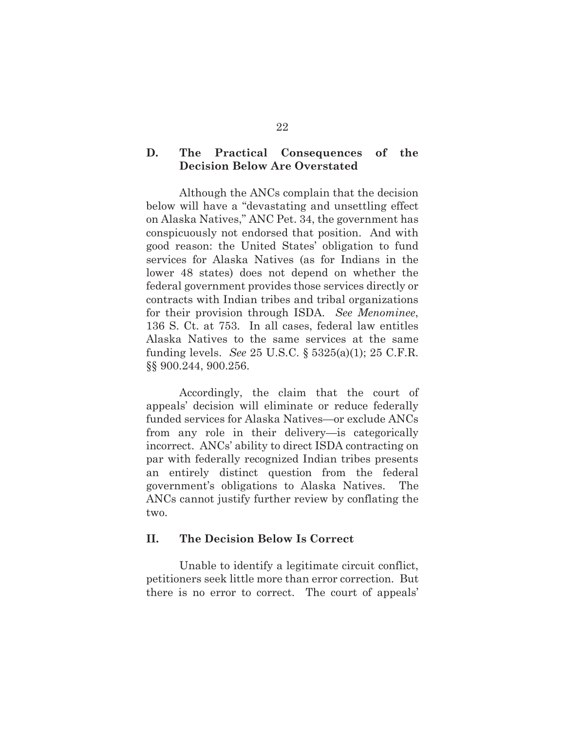### D. The Practical Consequences of the Decision Below Are Overstated

Although the ANCs complain that the decision below will have a "devastating and unsettling effect on Alaska Natives," ANC Pet. 34, the government has conspicuously not endorsed that position. And with good reason: the United States' obligation to fund services for Alaska Natives (as for Indians in the lower 48 states) does not depend on whether the federal government provides those services directly or contracts with Indian tribes and tribal organizations for their provision through ISDA. *See Menominee*, 136 S. Ct. at 753. In all cases, federal law entitles Alaska Natives to the same services at the same funding levels. *See* 25 U.S.C. § 5325(a)(1); 25 C.F.R. §§ 900.244, 900.256.

Accordingly, the claim that the court of appeals' decision will eliminate or reduce federally funded services for Alaska Natives—or exclude ANCs from any role in their delivery—is categorically incorrect. ANCs' ability to direct ISDA contracting on par with federally recognized Indian tribes presents an entirely distinct question from the federal government's obligations to Alaska Natives. The ANCs cannot justify further review by conflating the two.

## II. The Decision Below Is Correct

Unable to identify a legitimate circuit conflict, petitioners seek little more than error correction. But there is no error to correct. The court of appeals'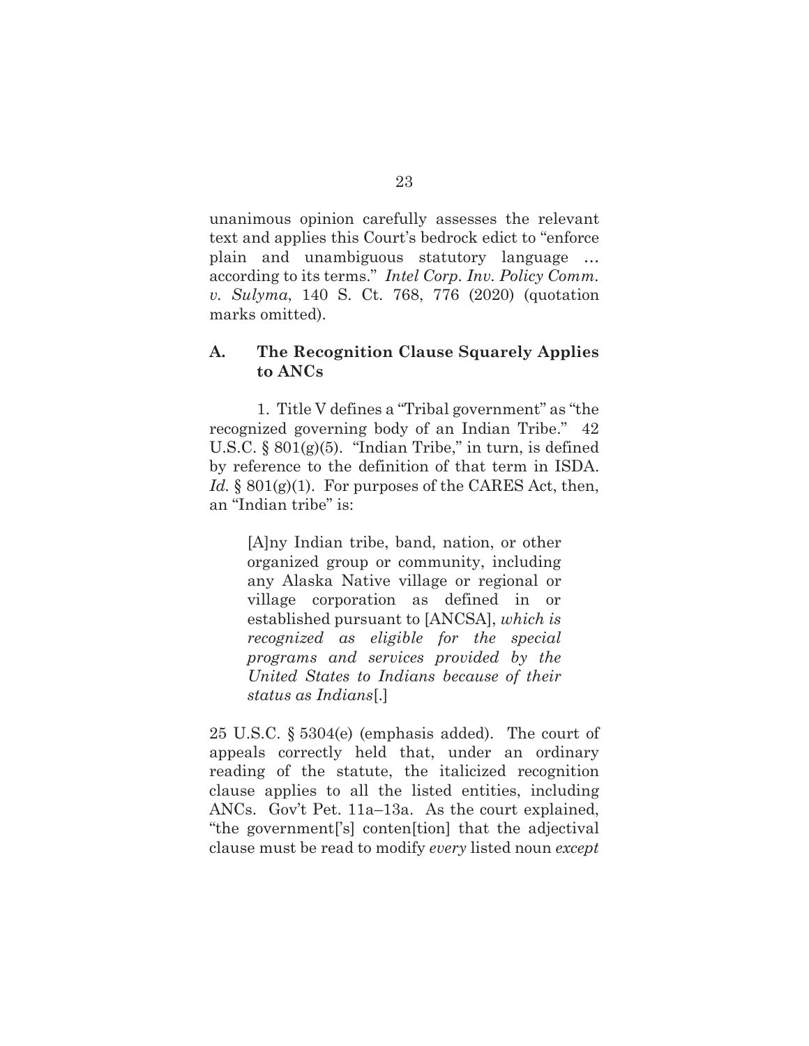unanimous opinion carefully assesses the relevant text and applies this Court's bedrock edict to "enforce plain and unambiguous statutory language … according to its terms." *Intel Corp. Inv. Policy Comm. v. Sulyma*, 140 S. Ct. 768, 776 (2020) (quotation marks omitted).

### A. The Recognition Clause Squarely Applies to ANCs

1. Title V defines a "Tribal government" as "the recognized governing body of an Indian Tribe." 42 U.S.C. § 801(g)(5). "Indian Tribe," in turn, is defined by reference to the definition of that term in ISDA. *Id.* § 801(g)(1). For purposes of the CARES Act, then, an "Indian tribe" is:

> [A]ny Indian tribe, band, nation, or other organized group or community, including any Alaska Native village or regional or village corporation as defined in or established pursuant to [ANCSA], *which is recognized as eligible for the special programs and services provided by the United States to Indians because of their status as Indians*[.]

25 U.S.C. § 5304(e) (emphasis added). The court of appeals correctly held that, under an ordinary reading of the statute, the italicized recognition clause applies to all the listed entities, including ANCs. Gov't Pet. 11a–13a. As the court explained, "the government['s] conten[tion] that the adjectival clause must be read to modify *every* listed noun *except*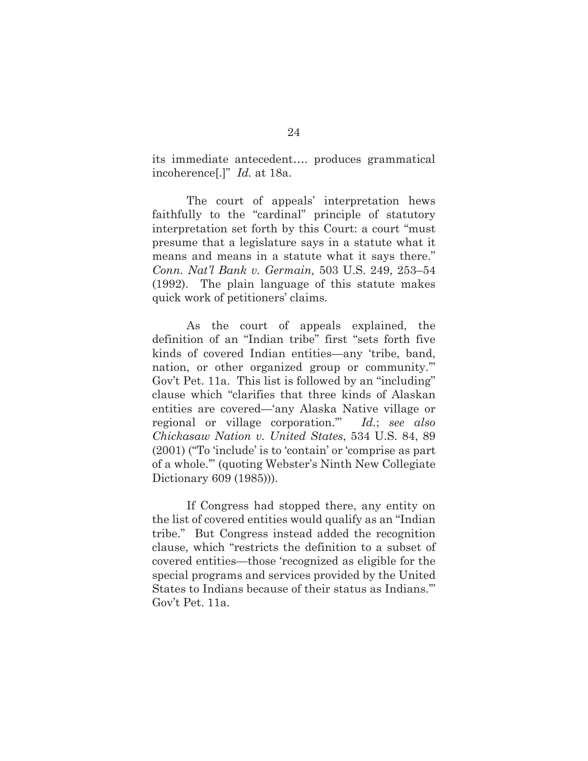its immediate antecedent…. produces grammatical incoherence[.]" *Id.* at 18a.

The court of appeals' interpretation hews faithfully to the "cardinal" principle of statutory interpretation set forth by this Court: a court "must presume that a legislature says in a statute what it means and means in a statute what it says there." *Conn. Nat'l Bank v. Germain,* 503 U.S. 249, 253–54 (1992). The plain language of this statute makes quick work of petitioners' claims.

As the court of appeals explained, the definition of an "Indian tribe" first "sets forth five kinds of covered Indian entities—any 'tribe, band, nation, or other organized group or community.'" Gov't Pet. 11a. This list is followed by an "including" clause which "clarifies that three kinds of Alaskan entities are covered—'any Alaska Native village or regional or village corporation.'" *Id.*; *see also Chickasaw Nation v. United States*, 534 U.S. 84, 89 (2001) ("To 'include' is to 'contain' or 'comprise as part of a whole.'" (quoting Webster's Ninth New Collegiate Dictionary 609 (1985))).

If Congress had stopped there, any entity on the list of covered entities would qualify as an "Indian tribe." But Congress instead added the recognition clause, which "restricts the definition to a subset of covered entities—those 'recognized as eligible for the special programs and services provided by the United States to Indians because of their status as Indians.'" Gov't Pet. 11a.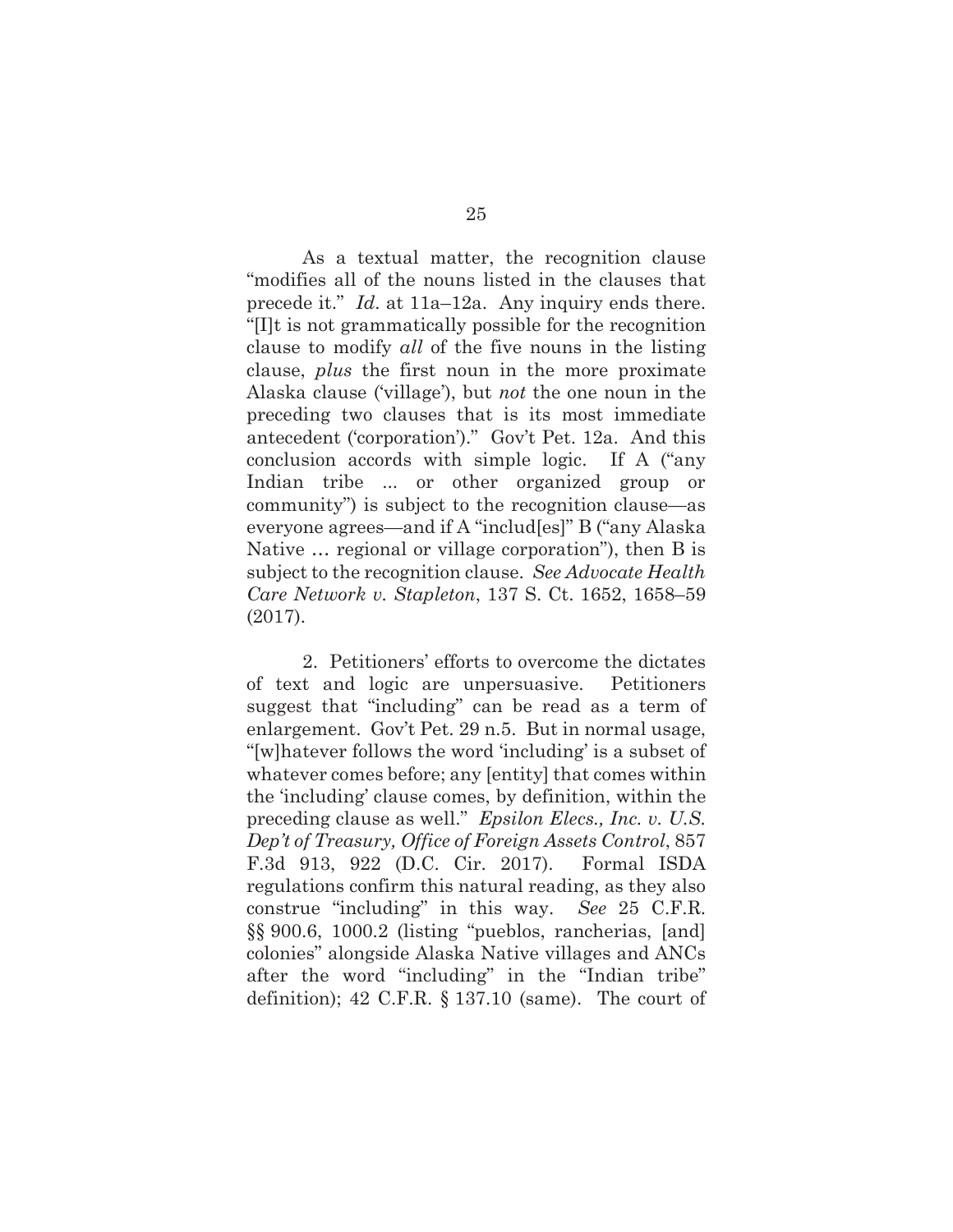As a textual matter, the recognition clause "modifies all of the nouns listed in the clauses that precede it." *Id.* at 11a–12a. Any inquiry ends there. "[I]t is not grammatically possible for the recognition clause to modify *all* of the five nouns in the listing clause, *plus* the first noun in the more proximate Alaska clause ('village'), but *not* the one noun in the preceding two clauses that is its most immediate antecedent ('corporation')." Gov't Pet. 12a. And this conclusion accords with simple logic. If A ("any Indian tribe ... or other organized group or community") is subject to the recognition clause—as everyone agrees—and if A "includ[es]" B ("any Alaska Native … regional or village corporation"), then B is subject to the recognition clause. *See Advocate Health Care Network v. Stapleton*, 137 S. Ct. 1652, 1658–59 (2017).

2. Petitioners' efforts to overcome the dictates of text and logic are unpersuasive. Petitioners suggest that "including" can be read as a term of enlargement. Gov't Pet. 29 n.5. But in normal usage, "[w]hatever follows the word 'including' is a subset of whatever comes before; any [entity] that comes within the 'including' clause comes, by definition, within the preceding clause as well." *Epsilon Elecs., Inc. v. U.S. Dep't of Treasury, Office of Foreign Assets Control*, 857 F.3d 913, 922 (D.C. Cir. 2017). Formal ISDA regulations confirm this natural reading, as they also construe "including" in this way. *See* 25 C.F.R. §§ 900.6, 1000.2 (listing "pueblos, rancherias, [and] colonies" alongside Alaska Native villages and ANCs after the word "including" in the "Indian tribe" definition); 42 C.F.R. § 137.10 (same). The court of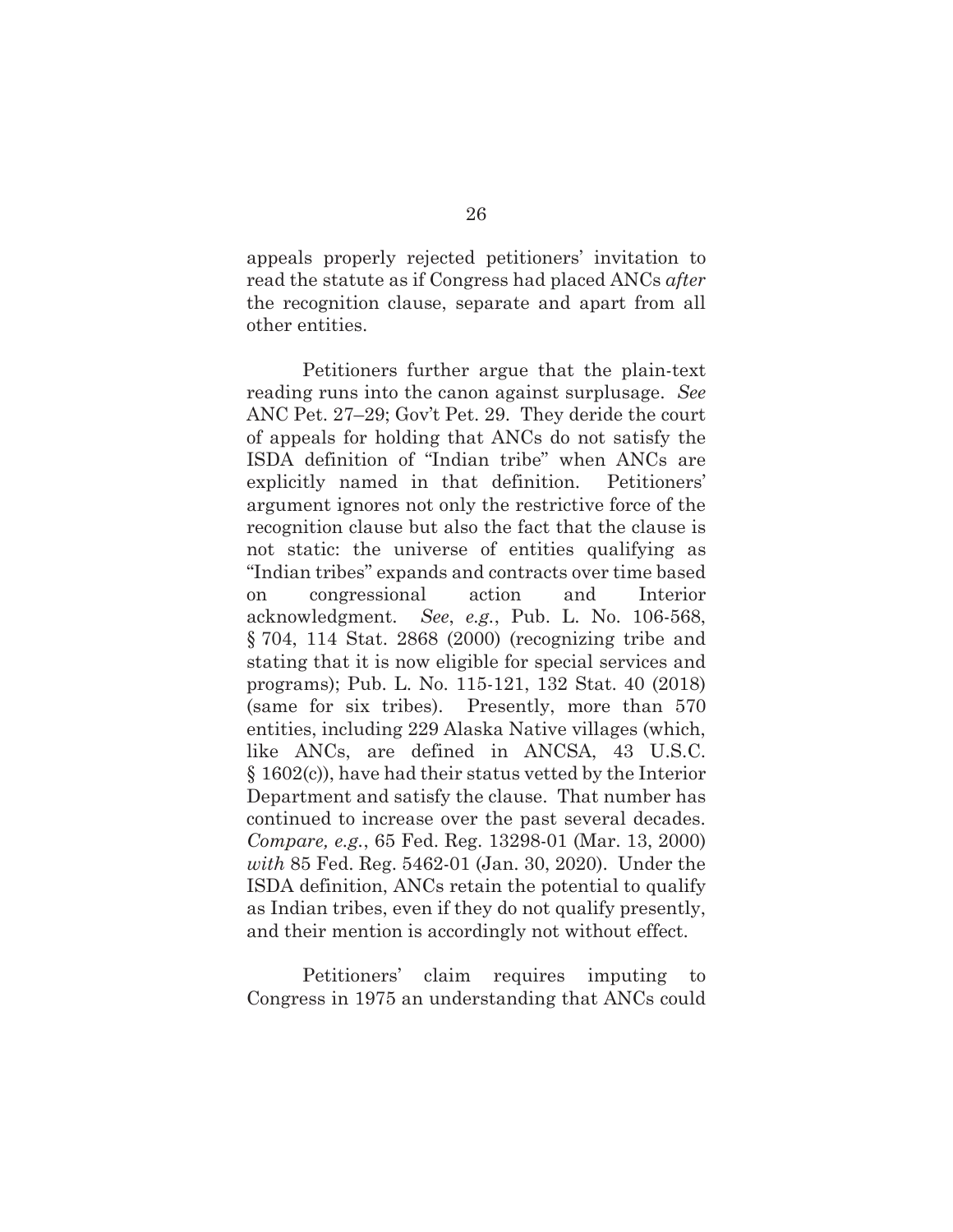appeals properly rejected petitioners' invitation to read the statute as if Congress had placed ANCs *after* the recognition clause, separate and apart from all other entities.

Petitioners further argue that the plain-text reading runs into the canon against surplusage. *See* ANC Pet. 27–29; Gov't Pet. 29. They deride the court of appeals for holding that ANCs do not satisfy the ISDA definition of "Indian tribe" when ANCs are explicitly named in that definition. Petitioners' argument ignores not only the restrictive force of the recognition clause but also the fact that the clause is not static: the universe of entities qualifying as "Indian tribes" expands and contracts over time based on congressional action and Interior acknowledgment. *See*, *e.g.*, Pub. L. No. 106-568, § 704, 114 Stat. 2868 (2000) (recognizing tribe and stating that it is now eligible for special services and programs); Pub. L. No. 115-121, 132 Stat. 40 (2018) (same for six tribes). Presently, more than 570 entities, including 229 Alaska Native villages (which, like ANCs, are defined in ANCSA, 43 U.S.C. § 1602(c)), have had their status vetted by the Interior Department and satisfy the clause. That number has continued to increase over the past several decades. *Compare, e.g.*, 65 Fed. Reg. 13298-01 (Mar. 13, 2000) *with* 85 Fed. Reg. 5462-01 (Jan. 30, 2020). Under the ISDA definition, ANCs retain the potential to qualify as Indian tribes, even if they do not qualify presently, and their mention is accordingly not without effect.

Petitioners' claim requires imputing to Congress in 1975 an understanding that ANCs could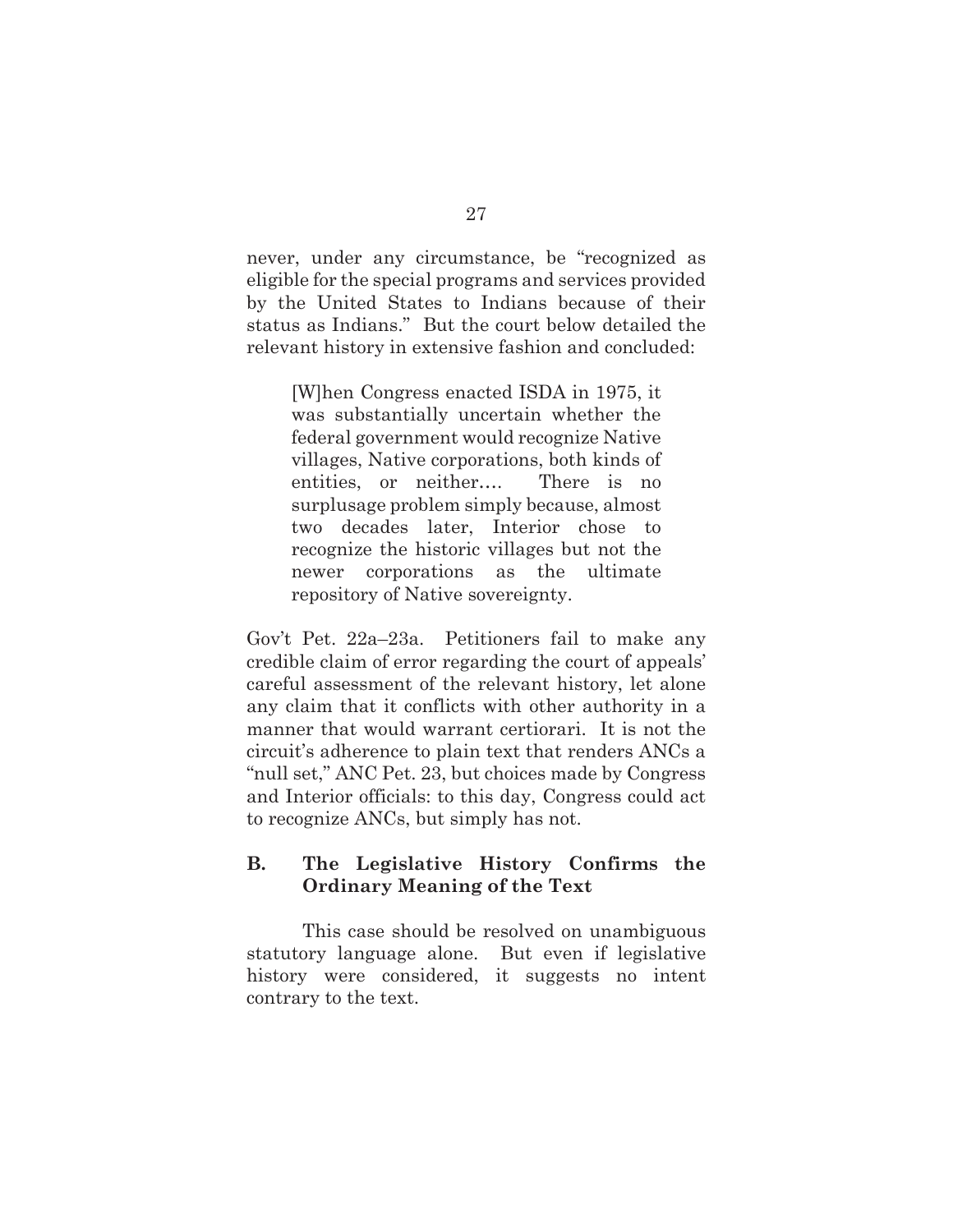never, under any circumstance, be "recognized as eligible for the special programs and services provided by the United States to Indians because of their status as Indians." But the court below detailed the relevant history in extensive fashion and concluded:

> [W]hen Congress enacted ISDA in 1975, it was substantially uncertain whether the federal government would recognize Native villages, Native corporations, both kinds of entities, or neither.... There is no surplusage problem simply because, almost two decades later, Interior chose to recognize the historic villages but not the newer corporations as the ultimate repository of Native sovereignty.

Gov't Pet. 22a–23a. Petitioners fail to make any credible claim of error regarding the court of appeals' careful assessment of the relevant history, let alone any claim that it conflicts with other authority in a manner that would warrant certiorari. It is not the circuit's adherence to plain text that renders ANCs a "null set," ANC Pet. 23, but choices made by Congress and Interior officials: to this day, Congress could act to recognize ANCs, but simply has not.

### B. The Legislative History Confirms the Ordinary Meaning of the Text

This case should be resolved on unambiguous statutory language alone. But even if legislative history were considered, it suggests no intent contrary to the text.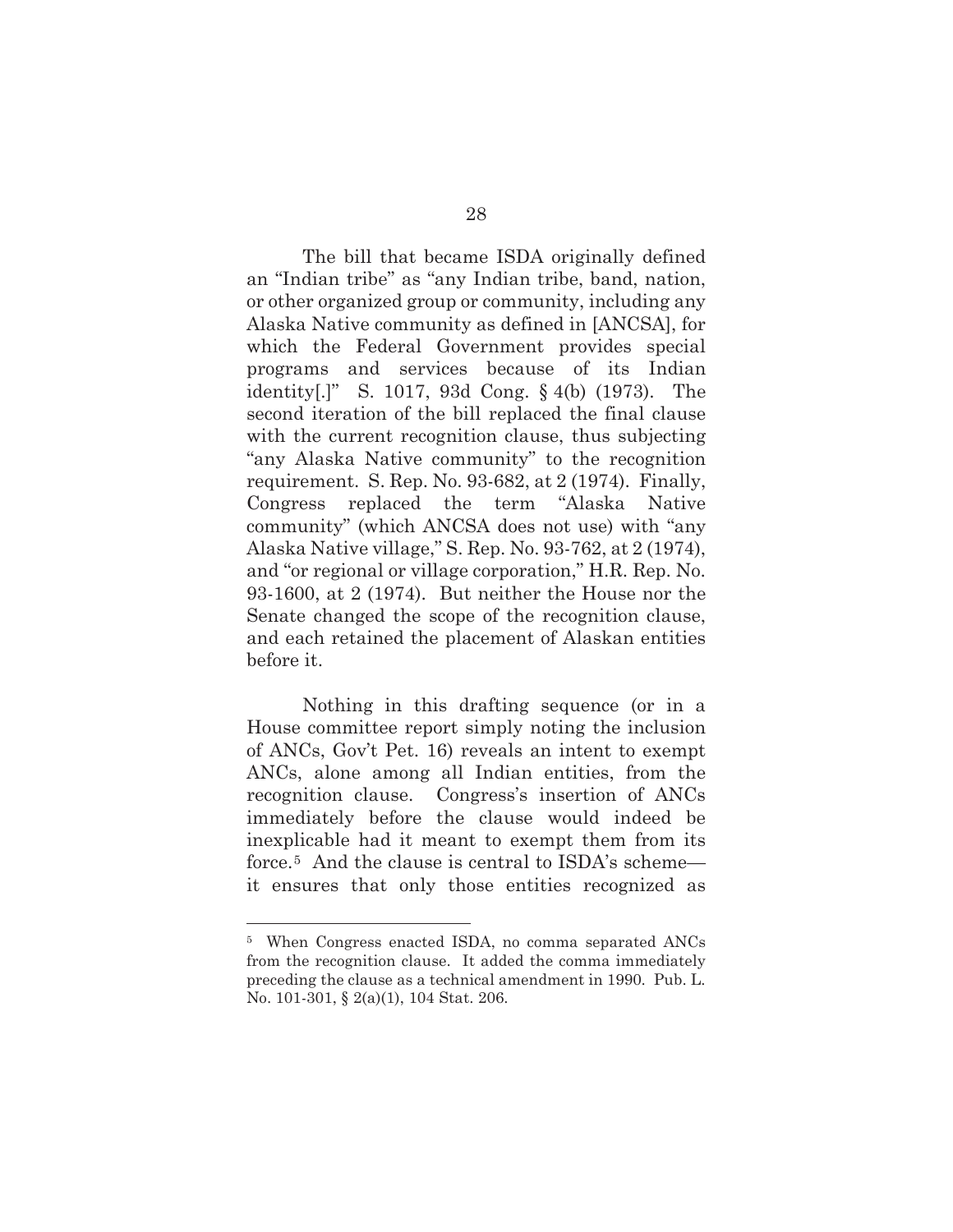The bill that became ISDA originally defined an "Indian tribe" as "any Indian tribe, band, nation, or other organized group or community, including any Alaska Native community as defined in [ANCSA], for which the Federal Government provides special programs and services because of its Indian identity[.]" S. 1017, 93d Cong. § 4(b) (1973). The second iteration of the bill replaced the final clause with the current recognition clause, thus subjecting "any Alaska Native community" to the recognition requirement. S. Rep. No. 93-682, at 2 (1974). Finally, Congress replaced the term "Alaska Native community" (which ANCSA does not use) with "any Alaska Native village," S. Rep. No. 93-762, at 2 (1974), and "or regional or village corporation," H.R. Rep. No. 93-1600, at 2 (1974). But neither the House nor the Senate changed the scope of the recognition clause, and each retained the placement of Alaskan entities before it.

Nothing in this drafting sequence (or in a House committee report simply noting the inclusion of ANCs, Gov't Pet. 16) reveals an intent to exempt ANCs, alone among all Indian entities, from the recognition clause. Congress's insertion of ANCs immediately before the clause would indeed be inexplicable had it meant to exempt them from its force.[5] And the clause is central to ISDA's scheme—it ensures that only those entities recognized as

[5] When Congress enacted ISDA, no comma separated ANCs from the recognition clause. It added the comma immediately preceding the clause as a technical amendment in 1990. Pub. L. No. 101-301, § 2(a)(1), 104 Stat. 206.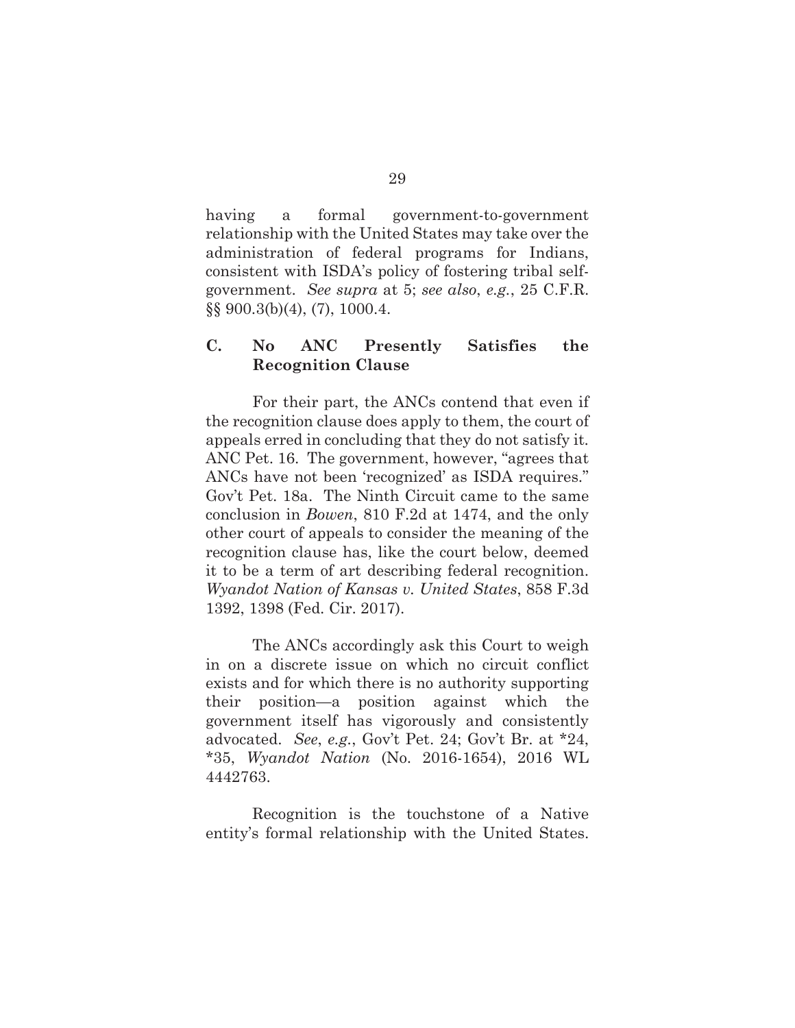having a formal government-to-government relationship with the United States may take over the administration of federal programs for Indians, consistent with ISDA's policy of fostering tribal self-government. *See supra* at 5; *see also*, *e.g.*, 25 C.F.R. §§ 900.3(b)(4), (7), 1000.4.

### C. No ANC Presently Satisfies the Recognition Clause

For their part, the ANCs contend that even if the recognition clause does apply to them, the court of appeals erred in concluding that they do not satisfy it. ANC Pet. 16. The government, however, "agrees that ANCs have not been 'recognized' as ISDA requires." Gov't Pet. 18a. The Ninth Circuit came to the same conclusion in *Bowen*, 810 F.2d at 1474, and the only other court of appeals to consider the meaning of the recognition clause has, like the court below, deemed it to be a term of art describing federal recognition. *Wyandot Nation of Kansas v. United States*, 858 F.3d 1392, 1398 (Fed. Cir. 2017).

The ANCs accordingly ask this Court to weigh in on a discrete issue on which no circuit conflict exists and for which there is no authority supporting their position—a position against which the government itself has vigorously and consistently advocated. *See*, *e.g.*, Gov't Pet. 24; Gov't Br. at *24, *35, *Wyandot Nation* (No. 2016-1654), 2016 WL 4442763.

Recognition is the touchstone of a Native entity's formal relationship with the United States.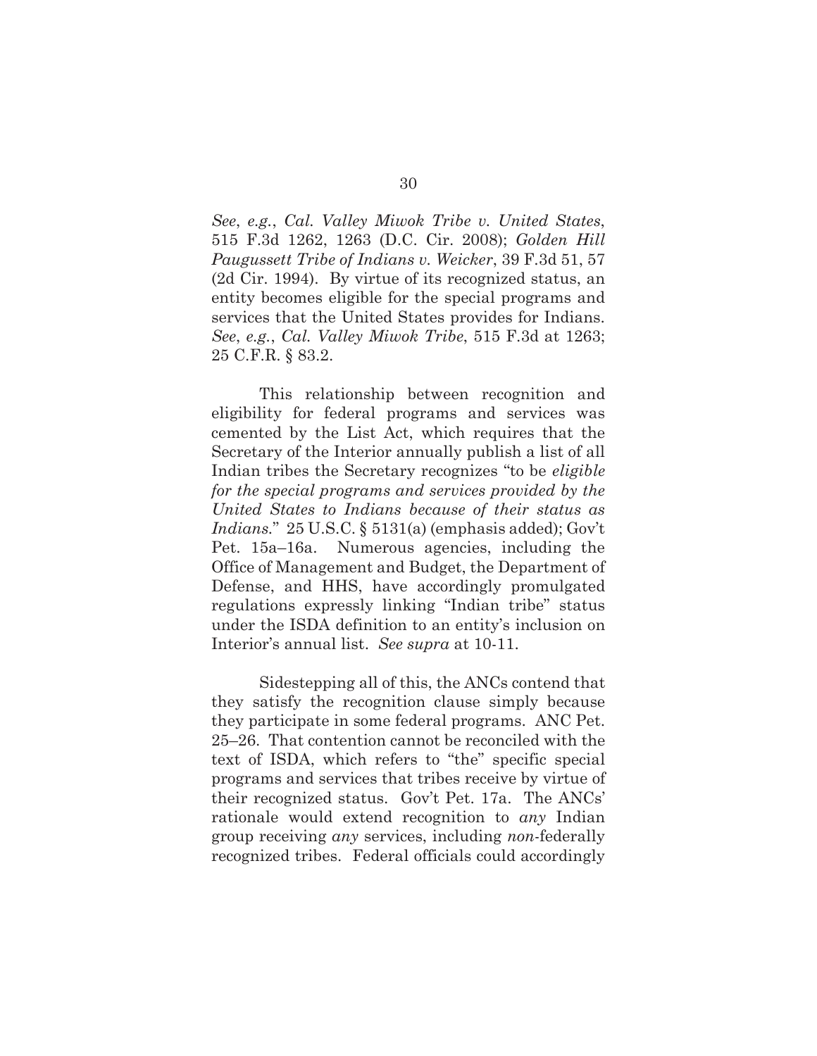*See*, *e.g.*, *Cal. Valley Miwok Tribe v. United States*, 515 F.3d 1262, 1263 (D.C. Cir. 2008); *Golden Hill Paugussett Tribe of Indians v. Weicker*, 39 F.3d 51, 57 (2d Cir. 1994). By virtue of its recognized status, an entity becomes eligible for the special programs and services that the United States provides for Indians. *See*, *e.g.*, *Cal. Valley Miwok Tribe*, 515 F.3d at 1263; 25 C.F.R. § 83.2.

This relationship between recognition and eligibility for federal programs and services was cemented by the List Act, which requires that the Secretary of the Interior annually publish a list of all Indian tribes the Secretary recognizes "to be *eligible for the special programs and services provided by the United States to Indians because of their status as Indians*." 25 U.S.C. § 5131(a) (emphasis added); Gov't Pet. 15a–16a. Numerous agencies, including the Office of Management and Budget, the Department of Defense, and HHS, have accordingly promulgated regulations expressly linking "Indian tribe" status under the ISDA definition to an entity's inclusion on Interior's annual list. *See supra* at 10-11.

Sidestepping all of this, the ANCs contend that they satisfy the recognition clause simply because they participate in some federal programs. ANC Pet. 25–26. That contention cannot be reconciled with the text of ISDA, which refers to "the" specific special programs and services that tribes receive by virtue of their recognized status. Gov't Pet. 17a. The ANCs' rationale would extend recognition to *any* Indian group receiving *any* services, including *non*-federally recognized tribes. Federal officials could accordingly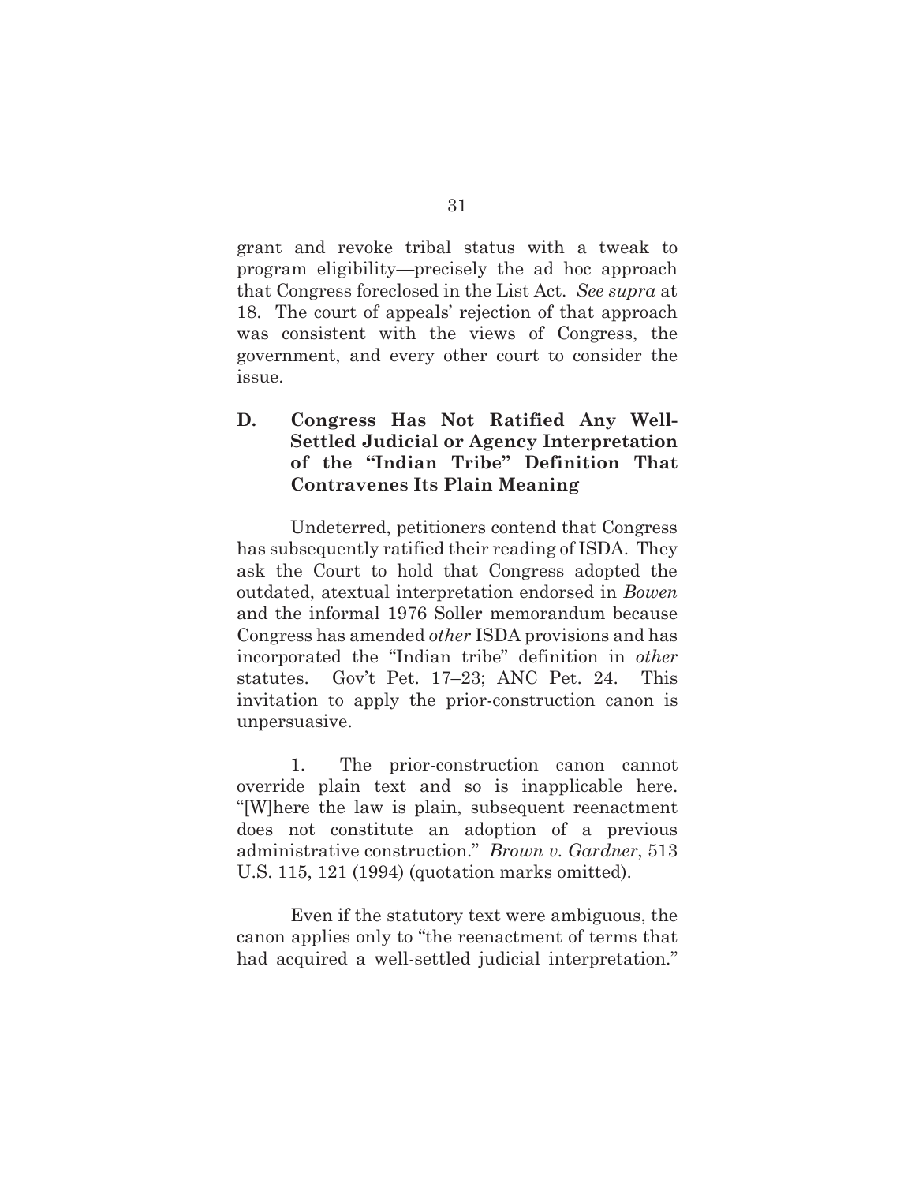grant and revoke tribal status with a tweak to program eligibility—precisely the ad hoc approach that Congress foreclosed in the List Act. *See supra* at 18. The court of appeals' rejection of that approach was consistent with the views of Congress, the government, and every other court to consider the issue.

### D. Congress Has Not Ratified Any Well-Settled Judicial or Agency Interpretation of the "Indian Tribe" Definition That Contravenes Its Plain Meaning

Undeterred, petitioners contend that Congress has subsequently ratified their reading of ISDA. They ask the Court to hold that Congress adopted the outdated, atextual interpretation endorsed in *Bowen* and the informal 1976 Soller memorandum because Congress has amended *other* ISDA provisions and has incorporated the "Indian tribe" definition in *other* statutes. Gov't Pet. 17–23; ANC Pet. 24. This invitation to apply the prior-construction canon is unpersuasive.

1. The prior-construction canon cannot override plain text and so is inapplicable here. "[W]here the law is plain, subsequent reenactment does not constitute an adoption of a previous administrative construction." *Brown v. Gardner*, 513 U.S. 115, 121 (1994) (quotation marks omitted).

Even if the statutory text were ambiguous, the canon applies only to "the reenactment of terms that had acquired a well-settled judicial interpretation."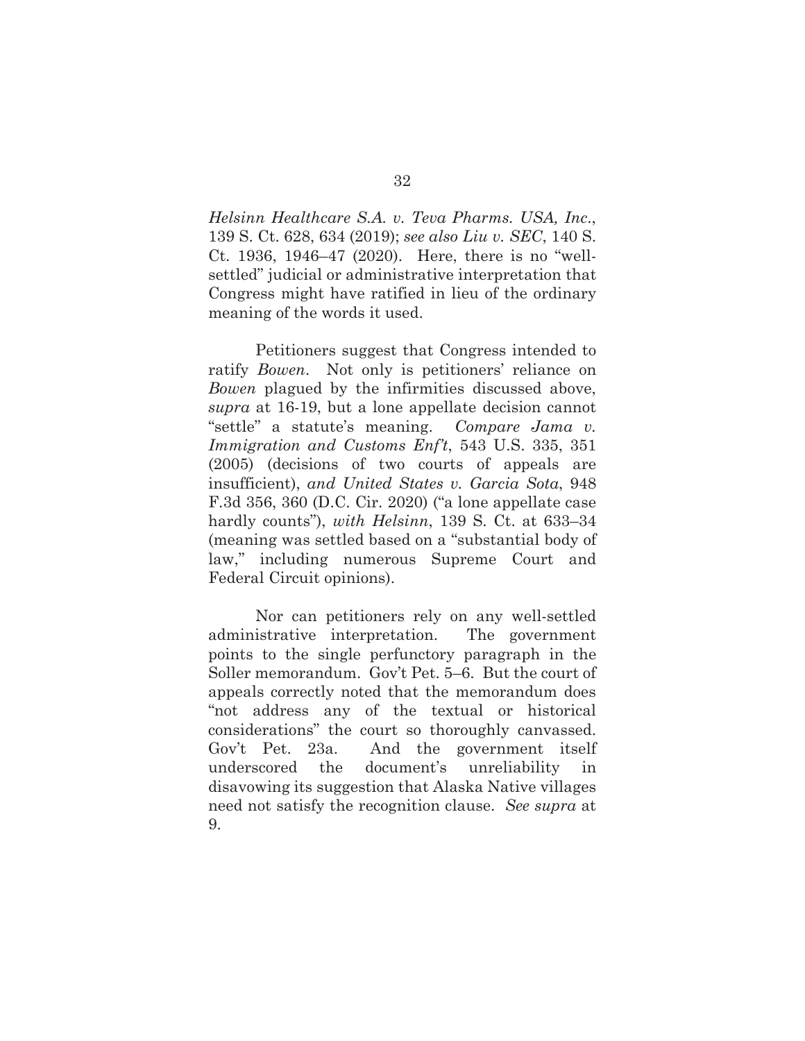*Helsinn Healthcare S.A. v. Teva Pharms. USA, Inc.*, 139 S. Ct. 628, 634 (2019); *see also Liu v. SEC*, 140 S. Ct. 1936, 1946–47 (2020). Here, there is no "well-settled" judicial or administrative interpretation that Congress might have ratified in lieu of the ordinary meaning of the words it used.

Petitioners suggest that Congress intended to ratify *Bowen*. Not only is petitioners' reliance on *Bowen* plagued by the infirmities discussed above, *supra* at 16-19, but a lone appellate decision cannot "settle" a statute's meaning. *Compare Jama v. Immigration and Customs Enf't*, 543 U.S. 335, 351 (2005) (decisions of two courts of appeals are insufficient), *and United States v. Garcia Sota*, 948 F.3d 356, 360 (D.C. Cir. 2020) ("a lone appellate case hardly counts"), *with Helsinn*, 139 S. Ct. at 633–34 (meaning was settled based on a "substantial body of law," including numerous Supreme Court and Federal Circuit opinions).

Nor can petitioners rely on any well-settled administrative interpretation. The government points to the single perfunctory paragraph in the Soller memorandum. Gov't Pet. 5–6. But the court of appeals correctly noted that the memorandum does "not address any of the textual or historical considerations" the court so thoroughly canvassed. Gov't Pet. 23a. And the government itself underscored the document's unreliability in disavowing its suggestion that Alaska Native villages need not satisfy the recognition clause. *See supra* at 9.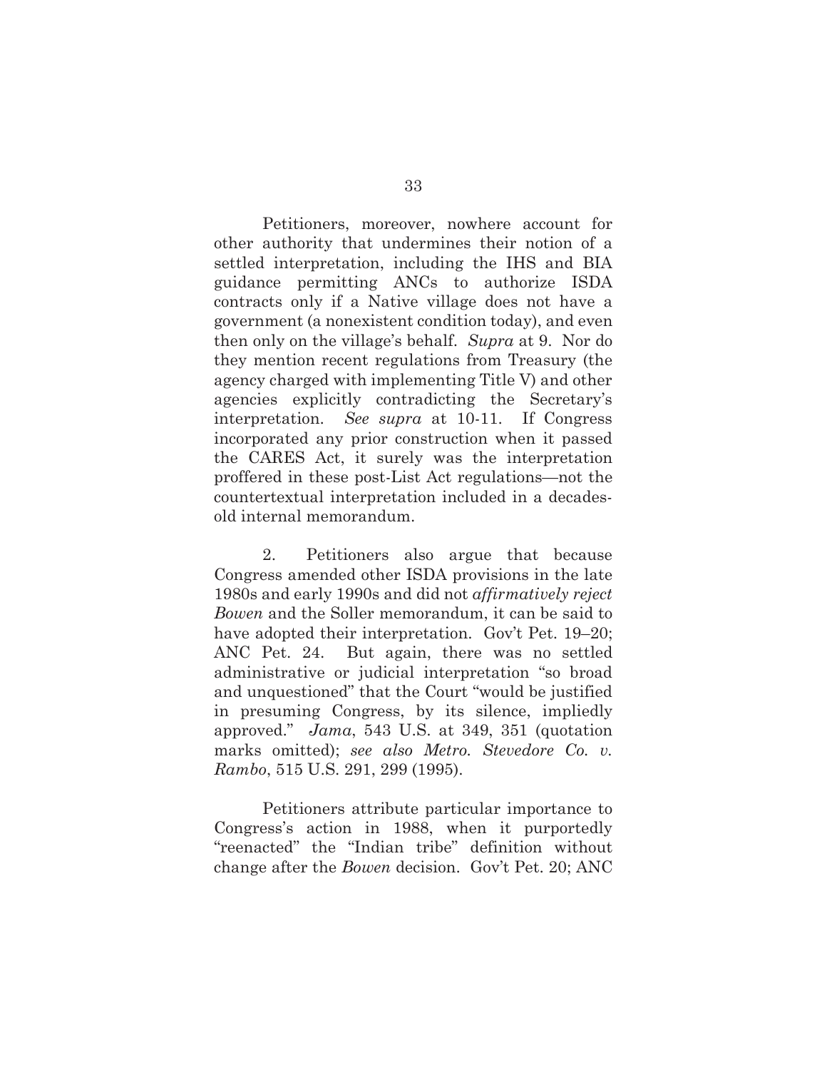Petitioners, moreover, nowhere account for other authority that undermines their notion of a settled interpretation, including the IHS and BIA guidance permitting ANCs to authorize ISDA contracts only if a Native village does not have a government (a nonexistent condition today), and even then only on the village's behalf. *Supra* at 9. Nor do they mention recent regulations from Treasury (the agency charged with implementing Title V) and other agencies explicitly contradicting the Secretary's interpretation. *See supra* at 10-11. If Congress incorporated any prior construction when it passed the CARES Act, it surely was the interpretation proffered in these post-List Act regulations—not the countertextual interpretation included in a decades-old internal memorandum.

2. Petitioners also argue that because Congress amended other ISDA provisions in the late 1980s and early 1990s and did not *affirmatively reject Bowen* and the Soller memorandum, it can be said to have adopted their interpretation. Gov't Pet. 19–20; ANC Pet. 24. But again, there was no settled administrative or judicial interpretation "so broad and unquestioned" that the Court "would be justified in presuming Congress, by its silence, impliedly approved." *Jama*, 543 U.S. at 349, 351 (quotation marks omitted); *see also Metro. Stevedore Co. v. Rambo*, 515 U.S. 291, 299 (1995).

Petitioners attribute particular importance to Congress's action in 1988, when it purportedly "reenacted" the "Indian tribe" definition without change after the *Bowen* decision. Gov't Pet. 20; ANC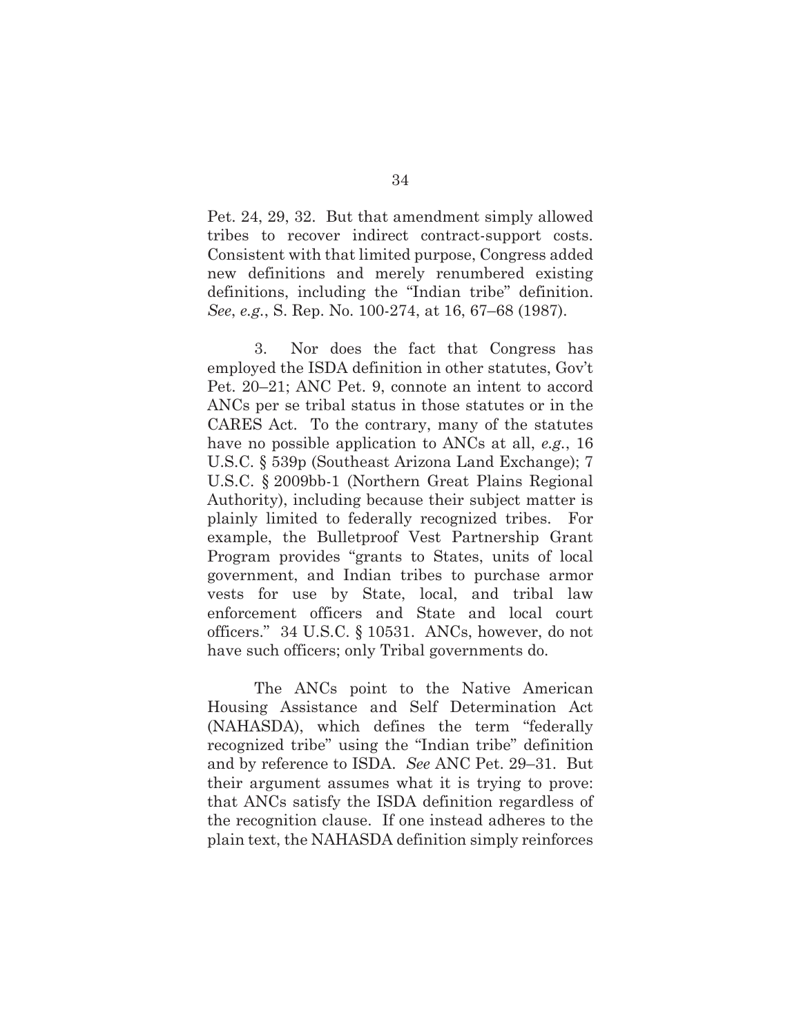Pet. 24, 29, 32. But that amendment simply allowed tribes to recover indirect contract-support costs. Consistent with that limited purpose, Congress added new definitions and merely renumbered existing definitions, including the "Indian tribe" definition. *See*, *e.g.*, S. Rep. No. 100-274, at 16, 67–68 (1987).

3. Nor does the fact that Congress has employed the ISDA definition in other statutes, Gov't Pet. 20–21; ANC Pet. 9, connote an intent to accord ANCs per se tribal status in those statutes or in the CARES Act. To the contrary, many of the statutes have no possible application to ANCs at all, *e.g.*, 16 U.S.C. § 539p (Southeast Arizona Land Exchange); 7 U.S.C. § 2009bb-1 (Northern Great Plains Regional Authority), including because their subject matter is plainly limited to federally recognized tribes. For example, the Bulletproof Vest Partnership Grant Program provides "grants to States, units of local government, and Indian tribes to purchase armor vests for use by State, local, and tribal law enforcement officers and State and local court officers." 34 U.S.C. § 10531. ANCs, however, do not have such officers; only Tribal governments do.

The ANCs point to the Native American Housing Assistance and Self Determination Act (NAHASDA), which defines the term "federally recognized tribe" using the "Indian tribe" definition and by reference to ISDA. *See* ANC Pet. 29–31. But their argument assumes what it is trying to prove: that ANCs satisfy the ISDA definition regardless of the recognition clause. If one instead adheres to the plain text, the NAHASDA definition simply reinforces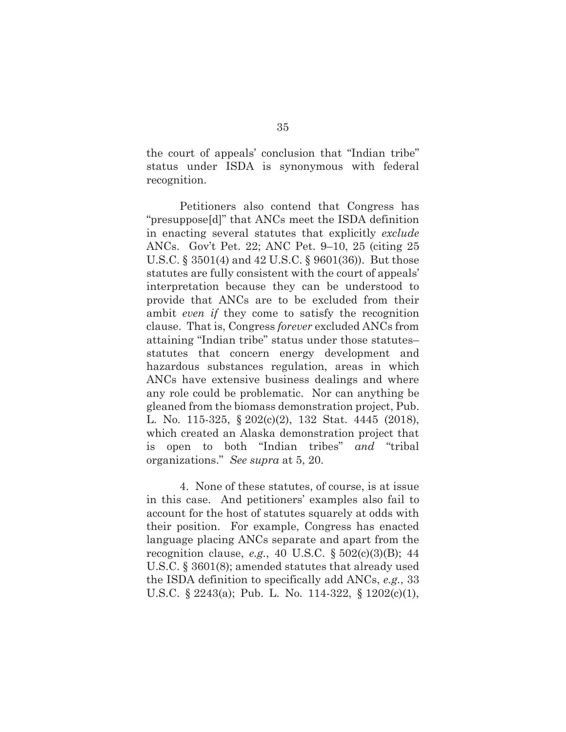the court of appeals' conclusion that "Indian tribe" status under ISDA is synonymous with federal recognition.

Petitioners also contend that Congress has "presuppose[d]" that ANCs meet the ISDA definition in enacting several statutes that explicitly *exclude* ANCs. Gov't Pet. 22; ANC Pet. 9–10, 25 (citing 25 U.S.C. § 3501(4) and 42 U.S.C. § 9601(36)). But those statutes are fully consistent with the court of appeals' interpretation because they can be understood to provide that ANCs are to be excluded from their ambit *even if* they come to satisfy the recognition clause. That is, Congress *forever* excluded ANCs from attaining "Indian tribe" status under those statutes– statutes that concern energy development and hazardous substances regulation, areas in which ANCs have extensive business dealings and where any role could be problematic. Nor can anything be gleaned from the biomass demonstration project, Pub. L. No. 115-325, § 202(c)(2), 132 Stat. 4445 (2018), which created an Alaska demonstration project that is open to both "Indian tribes" *and* "tribal organizations." *See supra* at 5, 20.

4. None of these statutes, of course, is at issue in this case. And petitioners' examples also fail to account for the host of statutes squarely at odds with their position. For example, Congress has enacted language placing ANCs separate and apart from the recognition clause, *e.g.*, 40 U.S.C. § 502(c)(3)(B); 44 U.S.C. § 3601(8); amended statutes that already used the ISDA definition to specifically add ANCs, *e.g.*, 33 U.S.C. § 2243(a); Pub. L. No. 114-322, § 1202(c)(1),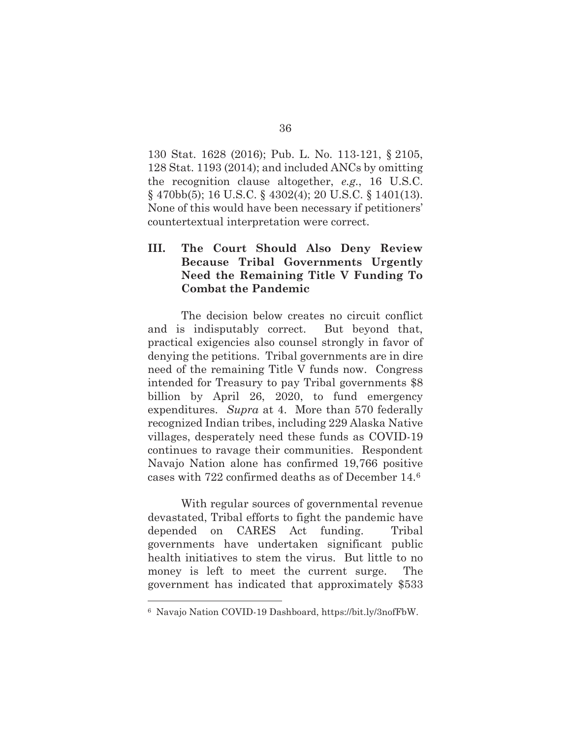130 Stat. 1628 (2016); Pub. L. No. 113-121, § 2105, 128 Stat. 1193 (2014); and included ANCs by omitting the recognition clause altogether, *e.g.*, 16 U.S.C. § 470bb(5); 16 U.S.C. § 4302(4); 20 U.S.C. § 1401(13). None of this would have been necessary if petitioners' countertextual interpretation were correct.

## III. The Court Should Also Deny Review Because Tribal Governments Urgently Need the Remaining Title V Funding To Combat the Pandemic

The decision below creates no circuit conflict and is indisputably correct. But beyond that, practical exigencies also counsel strongly in favor of denying the petitions. Tribal governments are in dire need of the remaining Title V funds now. Congress intended for Treasury to pay Tribal governments $8 billion by April 26, 2020, to fund emergency expenditures. *Supra* at 4. More than 570 federally recognized Indian tribes, including 229 Alaska Native villages, desperately need these funds as COVID-19 continues to ravage their communities. Respondent Navajo Nation alone has confirmed 19,766 positive cases with 722 confirmed deaths as of December 14.[6]

With regular sources of governmental revenue devastated, Tribal efforts to fight the pandemic have depended on CARES Act funding. Tribal governments have undertaken significant public health initiatives to stem the virus. But little to no money is left to meet the current surge. The government has indicated that approximately $533

---

[6] Navajo Nation COVID-19 Dashboard, https://bit.ly/3nofFbW.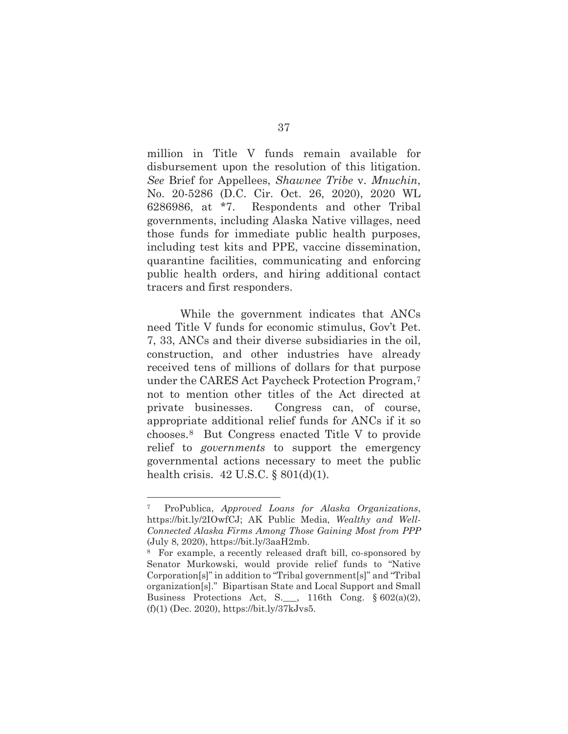million in Title V funds remain available for disbursement upon the resolution of this litigation. *See* Brief for Appellees, *Shawnee Tribe* v. *Mnuchin*, No. 20-5286 (D.C. Cir. Oct. 26, 2020), 2020 WL 6286986, at *7. Respondents and other Tribal governments, including Alaska Native villages, need those funds for immediate public health purposes, including test kits and PPE, vaccine dissemination, quarantine facilities, communicating and enforcing public health orders, and hiring additional contact tracers and first responders.

While the government indicates that ANCs need Title V funds for economic stimulus, Gov't Pet. 7, 33, ANCs and their diverse subsidiaries in the oil, construction, and other industries have already received tens of millions of dollars for that purpose under the CARES Act Paycheck Protection Program,[7] not to mention other titles of the Act directed at private businesses. Congress can, of course, appropriate additional relief funds for ANCs if it so chooses.[8] But Congress enacted Title V to provide relief to *governments* to support the emergency governmental actions necessary to meet the public health crisis. 42 U.S.C. § 801(d)(1).

---

[7] ProPublica, *Approved Loans for Alaska Organizations*, https://bit.ly/2IOwfCJ; AK Public Media, *Wealthy and Well-Connected Alaska Firms Among Those Gaining Most from PPP* (July 8, 2020), https://bit.ly/3aaH2mb.

[8] For example, a recently released draft bill, co-sponsored by Senator Murkowski, would provide relief funds to "Native Corporation[s]" in addition to "Tribal government[s]" and "Tribal organization[s]." Bipartisan State and Local Support and Small Business Protections Act, S.___, 116th Cong. § 602(a)(2), (f)(1) (Dec. 2020), https://bit.ly/37kJvs5.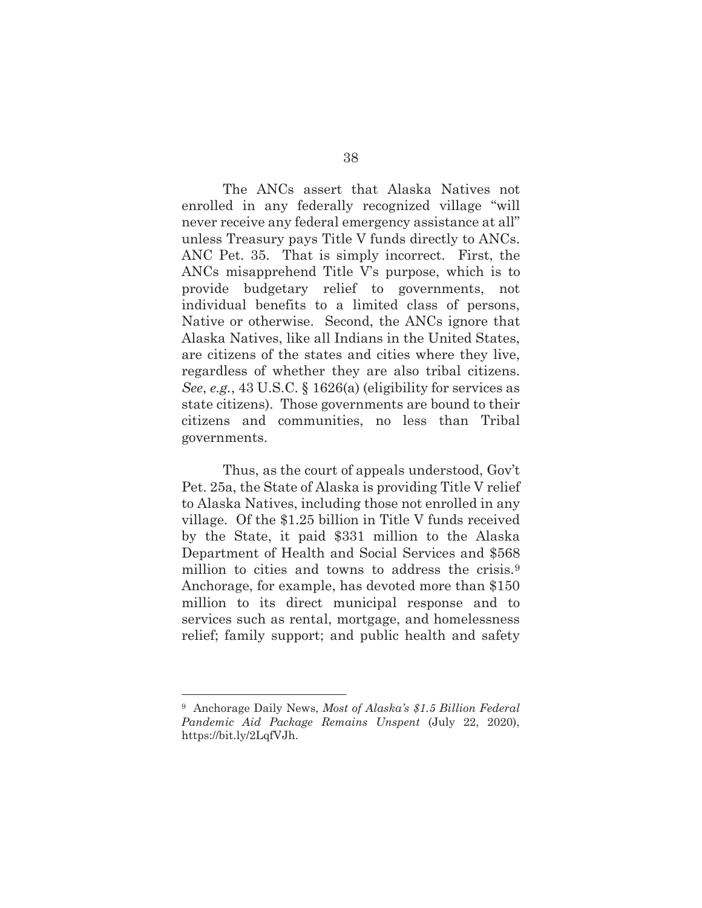The ANCs assert that Alaska Natives not enrolled in any federally recognized village "will never receive any federal emergency assistance at all" unless Treasury pays Title V funds directly to ANCs. ANC Pet. 35. That is simply incorrect. First, the ANCs misapprehend Title V's purpose, which is to provide budgetary relief to governments, not individual benefits to a limited class of persons, Native or otherwise. Second, the ANCs ignore that Alaska Natives, like all Indians in the United States, are citizens of the states and cities where they live, regardless of whether they are also tribal citizens. *See*, *e.g.*, 43 U.S.C. § 1626(a) (eligibility for services as state citizens). Those governments are bound to their citizens and communities, no less than Tribal governments.

Thus, as the court of appeals understood, Gov't Pet. 25a, the State of Alaska is providing Title V relief to Alaska Natives, including those not enrolled in any village. Of the $1.25 billion in Title V funds received by the State, it paid $331 million to the Alaska Department of Health and Social Services and $568 million to cities and towns to address the crisis.[9] Anchorage, for example, has devoted more than $150 million to its direct municipal response and to services such as rental, mortgage, and homelessness relief; family support; and public health and safety

---

[9] Anchorage Daily News, *Most of Alaska's $1.5 Billion Federal Pandemic Aid Package Remains Unspent* (July 22, 2020), https://bit.ly/2LqfVJh.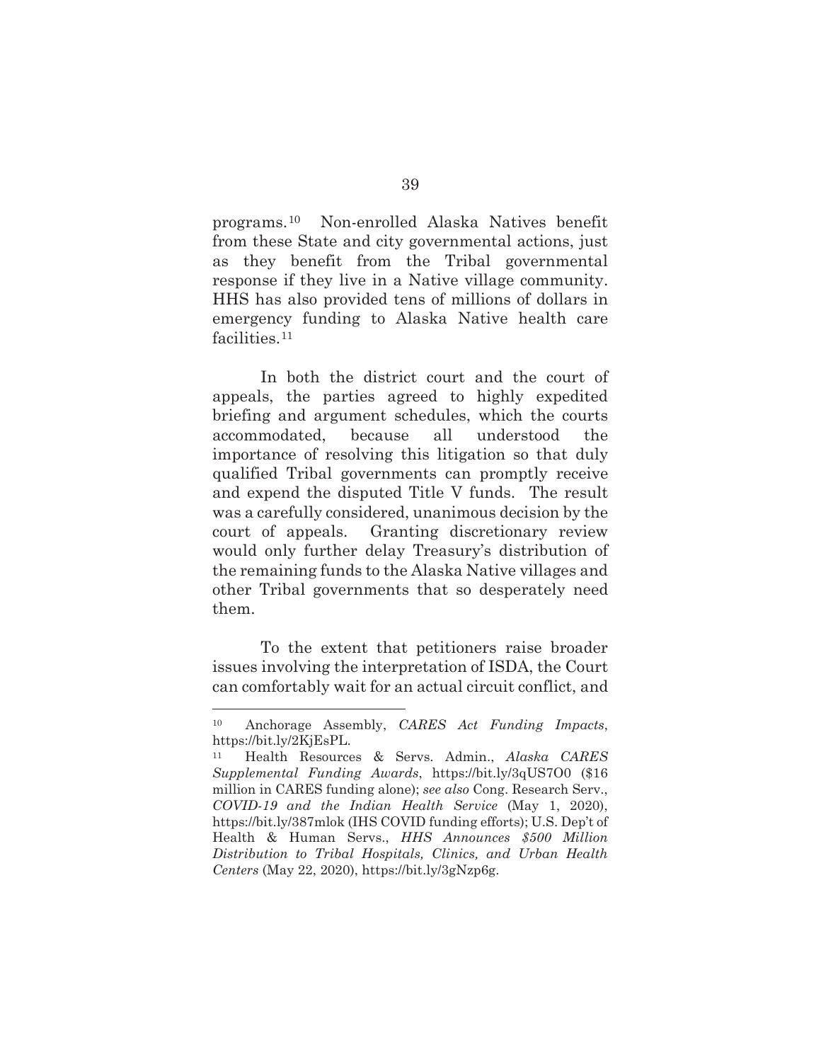programs.[10] Non-enrolled Alaska Natives benefit from these State and city governmental actions, just as they benefit from the Tribal governmental response if they live in a Native village community. HHS has also provided tens of millions of dollars in emergency funding to Alaska Native health care facilities.[11]

In both the district court and the court of appeals, the parties agreed to highly expedited briefing and argument schedules, which the courts accommodated, because all understood the importance of resolving this litigation so that duly qualified Tribal governments can promptly receive and expend the disputed Title V funds. The result was a carefully considered, unanimous decision by the court of appeals. Granting discretionary review would only further delay Treasury's distribution of the remaining funds to the Alaska Native villages and other Tribal governments that so desperately need them.

To the extent that petitioners raise broader issues involving the interpretation of ISDA, the Court can comfortably wait for an actual circuit conflict, and

---

[10] Anchorage Assembly, *CARES Act Funding Impacts*, https://bit.ly/2KjEsPL.

[11] Health Resources & Servs. Admin., *Alaska CARES Supplemental Funding Awards*, https://bit.ly/3qUS7O0 ($16 million in CARES funding alone); *see also* Cong. Research Serv., *COVID-19 and the Indian Health Service* (May 1, 2020), https://bit.ly/387mlok (IHS COVID funding efforts); U.S. Dep't of Health & Human Servs., *HHS Announces $500 Million Distribution to Tribal Hospitals, Clinics, and Urban Health Centers* (May 22, 2020), https://bit.ly/3gNzp6g.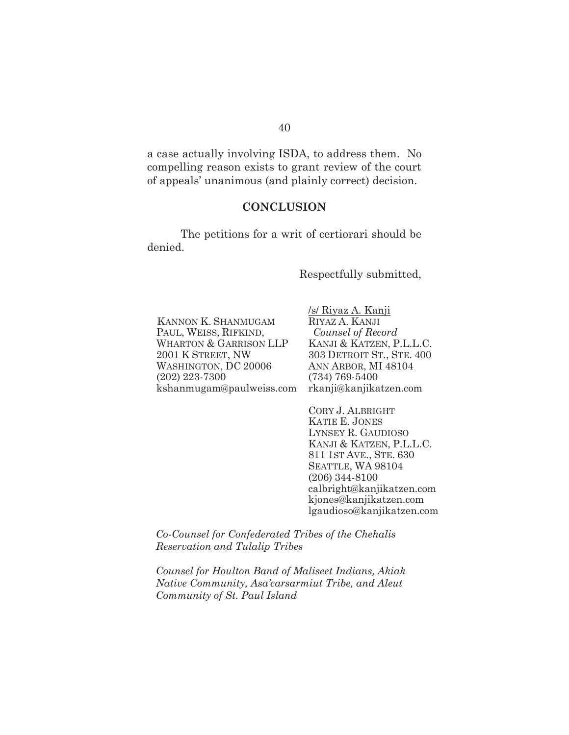a case actually involving ISDA, to address them. No compelling reason exists to grant review of the court of appeals' unanimous (and plainly correct) decision.

## CONCLUSION

The petitions for a writ of certiorari should be denied.

Respectfully submitted,

KANNON K. SHANMUGAM
PAUL, WEISS, RIFKIND, WHARTON & GARRISON LLP
2001 K STREET, NW
WASHINGTON, DC 20006
(202) 223-7300
kshanmugam@paulweiss.com

/s/ Riyaz A. Kanji
RIYAZ A. KANJI
*Counsel of Record*
KANJI & KATZEN, P.L.L.C.
303 DETROIT ST., STE. 400
ANN ARBOR, MI 48104
(734) 769-5400
rkanji@kanjikatzen.com

CORY J. ALBRIGHT
KATIE E. JONES
LYNSEY R. GAUDIOSO
KANJI & KATZEN, P.L.L.C.
811 1ST AVE., STE. 630
SEATTLE, WA 98104
(206) 344-8100
calbright@kanjikatzen.com
kjones@kanjikatzen.com
lgaudioso@kanjikatzen.com

*Co-Counsel for Confederated Tribes of the Chehalis Reservation and Tulalip Tribes*

*Counsel for Houlton Band of Maliseet Indians, Akiak Native Community, Asa'carsarmiut Tribe, and Aleut Community of St. Paul Island*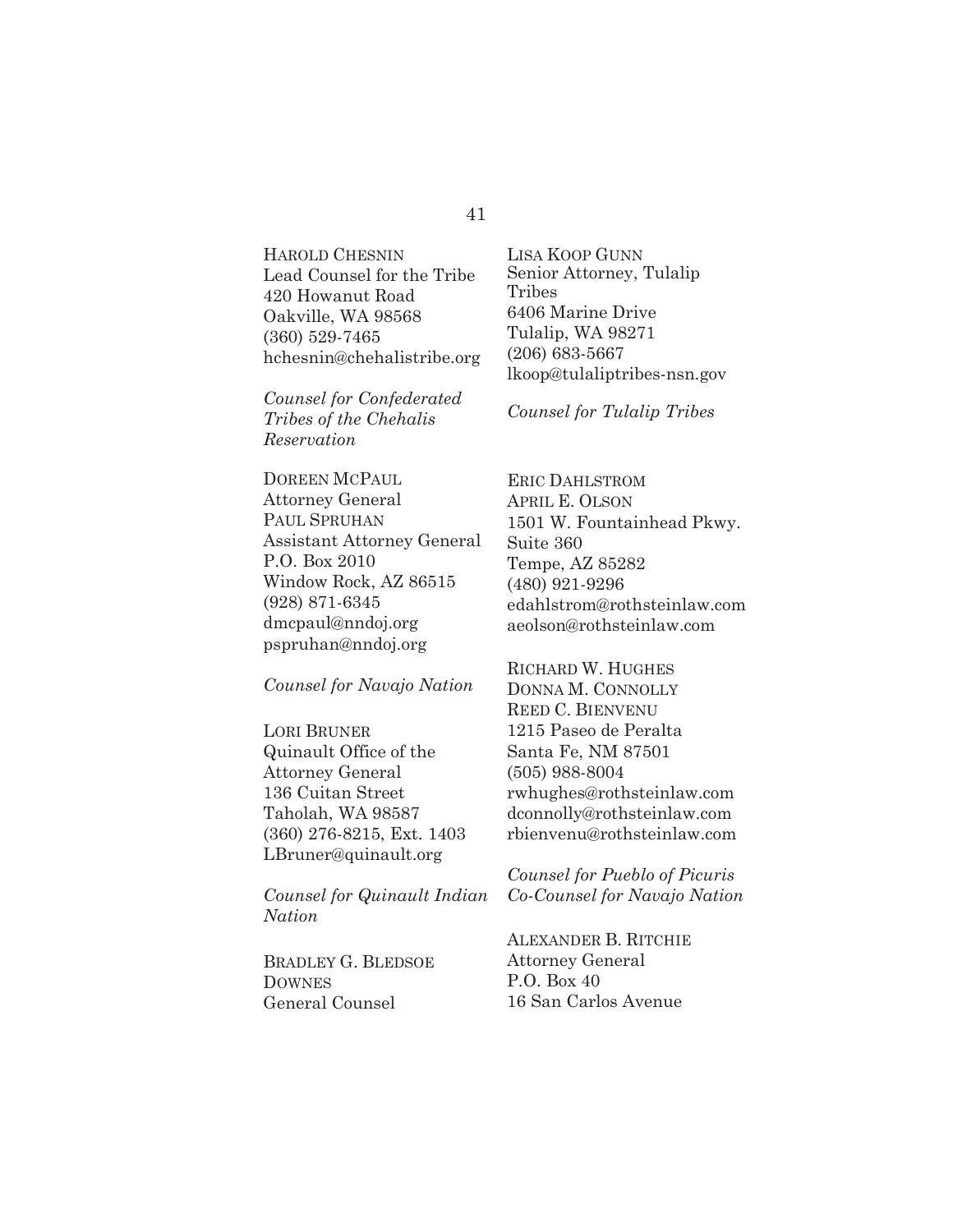HAROLD CHESNIN
Lead Counsel for the Tribe
420 Howanut Road
Oakville, WA 98568
(360) 529-7465
hchesnin@chehalistribe.org

*Counsel for Confederated Tribes of the Chehalis Reservation*

DOREEN MCPAUL
Attorney General
PAUL SPRUHAN
Assistant Attorney General
P.O. Box 2010
Window Rock, AZ 86515
(928) 871-6345
dmcpaul@nndoj.org
pspruhan@nndoj.org

*Counsel for Navajo Nation*

LORI BRUNER
Quinault Office of the Attorney General
136 Cuitan Street
Taholah, WA 98587
(360) 276-8215, Ext. 1403
LBruner@quinault.org

*Counsel for Quinault Indian Nation*

BRADLEY G. BLEDSOE DOWNES
General Counsel

LISA KOOP GUNN
Senior Attorney, Tulalip Tribes
6406 Marine Drive
Tulalip, WA 98271
(206) 683-5667
lkoop@tulaliptribes-nsn.gov

*Counsel for Tulalip Tribes*

ERIC DAHLSTROM
APRIL E. OLSON
1501 W. Fountainhead Pkwy.
Suite 360
Tempe, AZ 85282
(480) 921-9296
edahlstrom@rothsteinlaw.com
aeolson@rothsteinlaw.com

RICHARD W. HUGHES
DONNA M. CONNOLLY
REED C. BIENVENU
1215 Paseo de Peralta
Santa Fe, NM 87501
(505) 988-8004
rwhughes@rothsteinlaw.com
dconnolly@rothsteinlaw.com
rbienvenu@rothsteinlaw.com

*Counsel for Pueblo of Picuris*
*Co-Counsel for Navajo Nation*

ALEXANDER B. RITCHIE
Attorney General
P.O. Box 40
16 San Carlos Avenue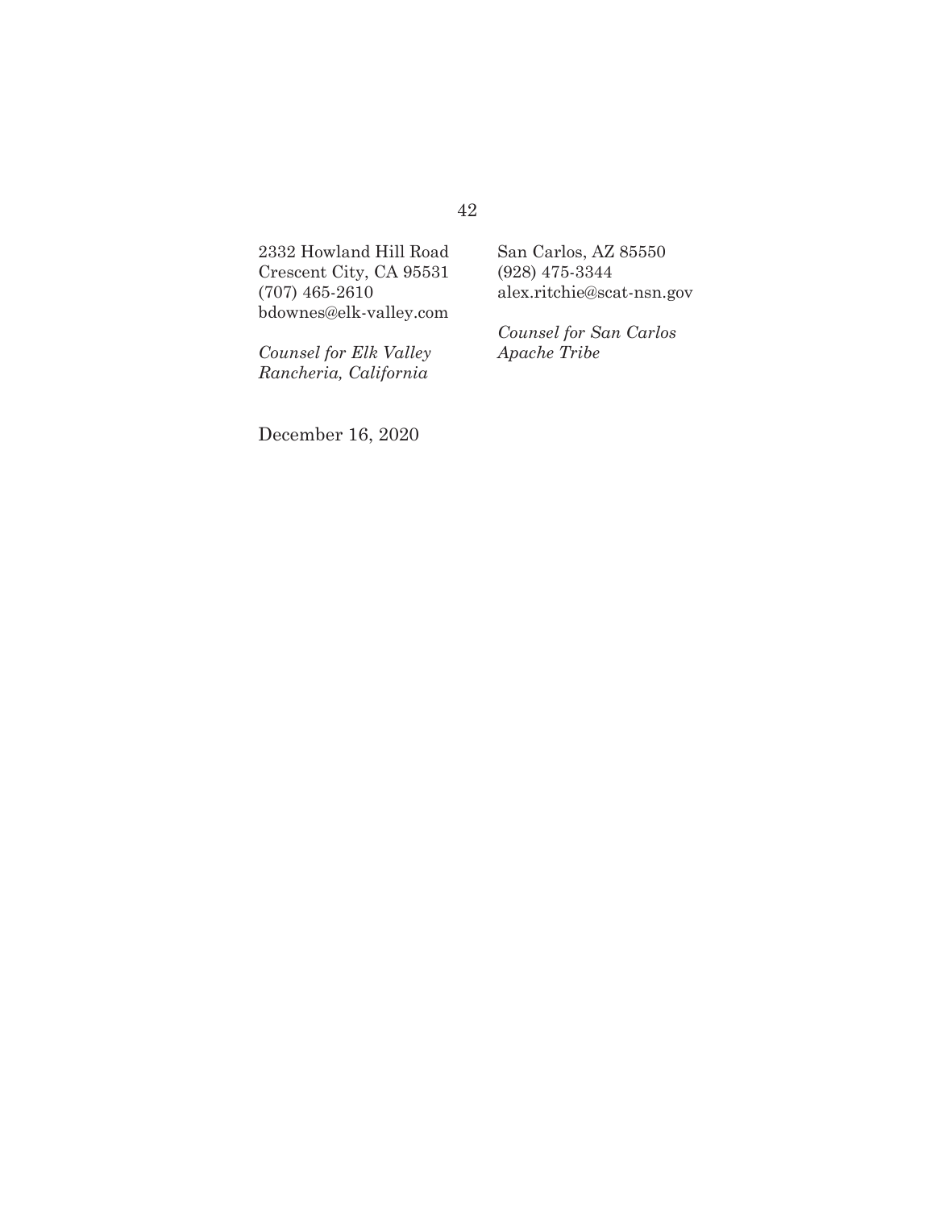2332 Howland Hill Road
Crescent City, CA 95531
(707) 465-2610
bdownes@elk-valley.com

*Counsel for Elk Valley Rancheria, California*

San Carlos, AZ 85550
(928) 475-3344
alex.ritchie@scat-nsn.gov

*Counsel for San Carlos Apache Tribe*

December 16, 2020